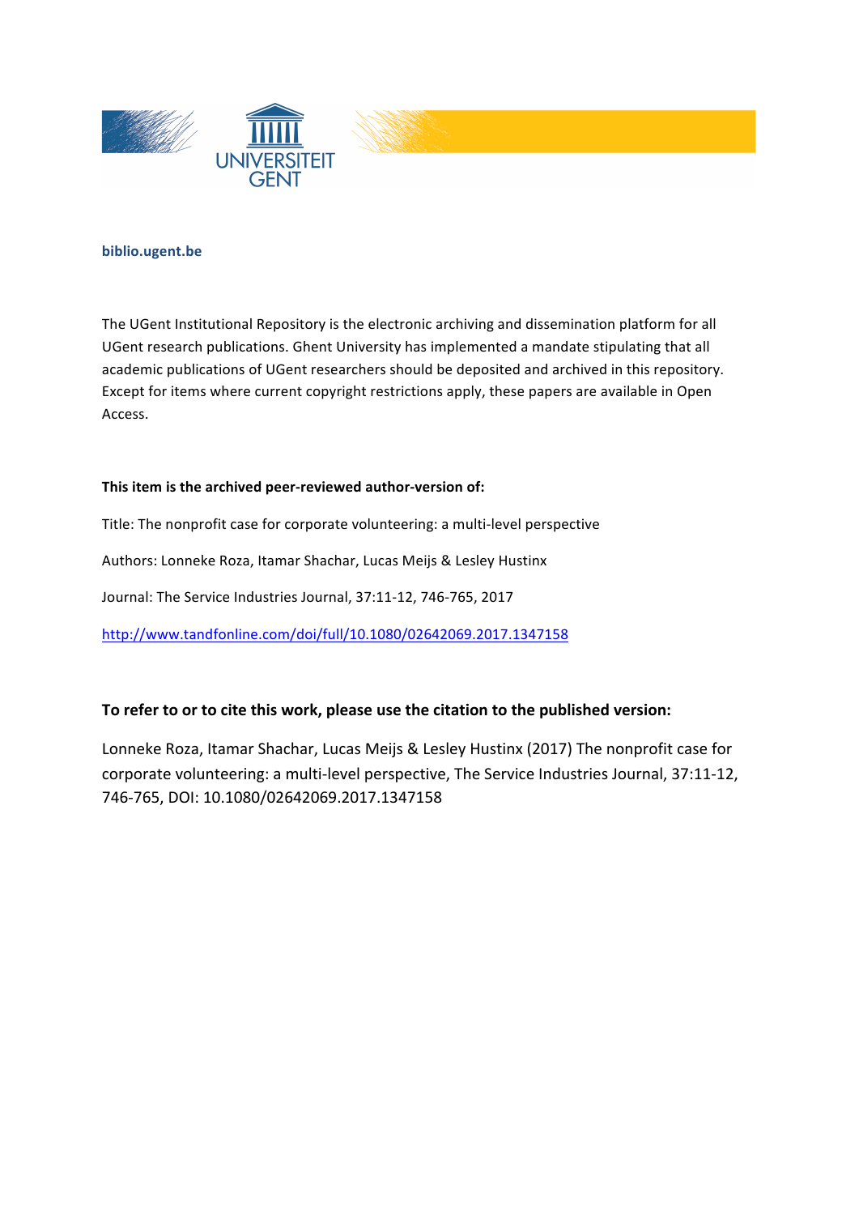UNIVERSITEIT GENT

**biblio.ugent.be**

The UGent Institutional Repository is the electronic archiving and dissemination platform for all UGent research publications. Ghent University has implemented a mandate stipulating that all academic publications of UGent researchers should be deposited and archived in this repository. Except for items where current copyright restrictions apply, these papers are available in Open Access.

**This item is the archived peer-reviewed author-version of:**

Title: The nonprofit case for corporate volunteering: a multi-level perspective

Authors: Lonneke Roza, Itamar Shachar, Lucas Meijs & Lesley Hustinx

Journal: The Service Industries Journal, 37:11-12, 746-765, 2017

http://www.tandfonline.com/doi/full/10.1080/02642069.2017.1347158

**To refer to or to cite this work, please use the citation to the published version:**

Lonneke Roza, Itamar Shachar, Lucas Meijs & Lesley Hustinx (2017) The nonprofit case for corporate volunteering: a multi-level perspective, The Service Industries Journal, 37:11-12, 746-765, DOI: 10.1080/02642069.2017.1347158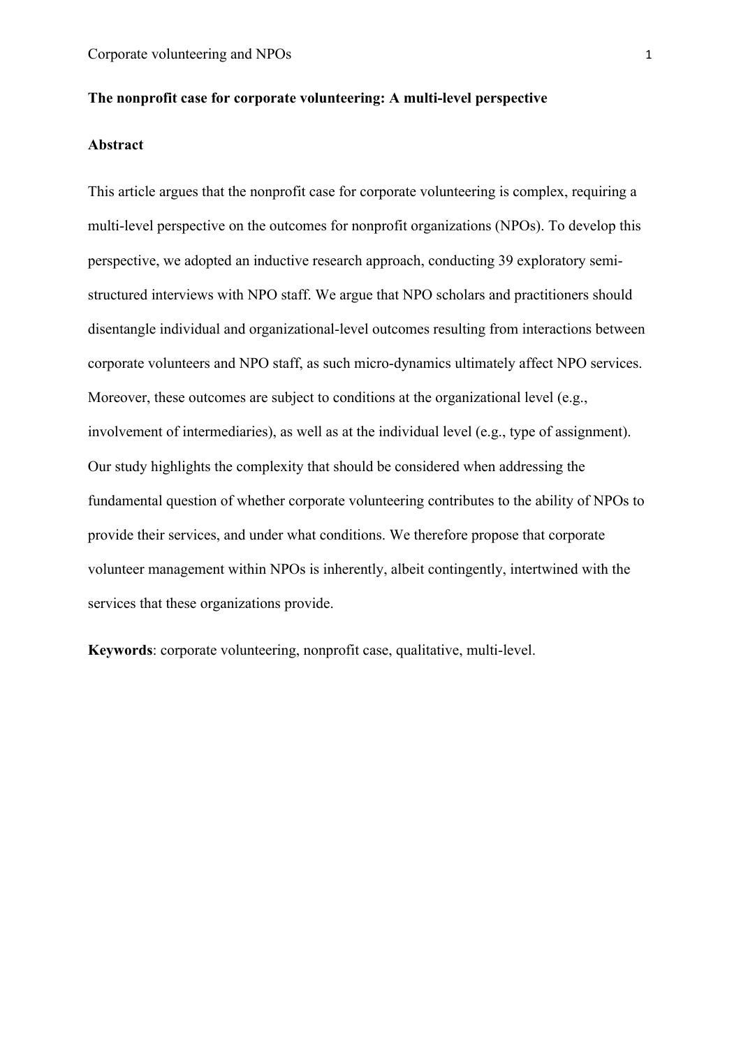**The nonprofit case for corporate volunteering: A multi-level perspective**

**Abstract**

This article argues that the nonprofit case for corporate volunteering is complex, requiring a multi-level perspective on the outcomes for nonprofit organizations (NPOs). To develop this perspective, we adopted an inductive research approach, conducting 39 exploratory semi-structured interviews with NPO staff. We argue that NPO scholars and practitioners should disentangle individual and organizational-level outcomes resulting from interactions between corporate volunteers and NPO staff, as such micro-dynamics ultimately affect NPO services. Moreover, these outcomes are subject to conditions at the organizational level (e.g., involvement of intermediaries), as well as at the individual level (e.g., type of assignment). Our study highlights the complexity that should be considered when addressing the fundamental question of whether corporate volunteering contributes to the ability of NPOs to provide their services, and under what conditions. We therefore propose that corporate volunteer management within NPOs is inherently, albeit contingently, intertwined with the services that these organizations provide.

**Keywords**: corporate volunteering, nonprofit case, qualitative, multi-level.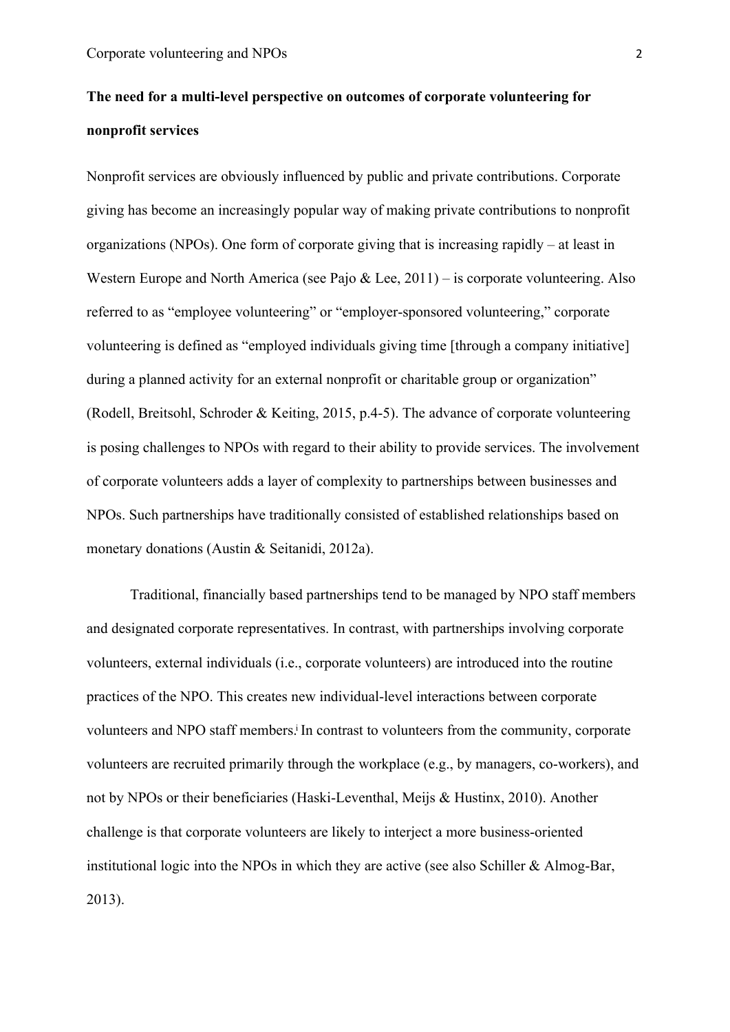**The need for a multi-level perspective on outcomes of corporate volunteering for nonprofit services**

Nonprofit services are obviously influenced by public and private contributions. Corporate giving has become an increasingly popular way of making private contributions to nonprofit organizations (NPOs). One form of corporate giving that is increasing rapidly – at least in Western Europe and North America (see Pajo & Lee, 2011) – is corporate volunteering. Also referred to as "employee volunteering" or "employer-sponsored volunteering," corporate volunteering is defined as "employed individuals giving time [through a company initiative] during a planned activity for an external nonprofit or charitable group or organization" (Rodell, Breitsohl, Schroder & Keiting, 2015, p.4-5). The advance of corporate volunteering is posing challenges to NPOs with regard to their ability to provide services. The involvement of corporate volunteers adds a layer of complexity to partnerships between businesses and NPOs. Such partnerships have traditionally consisted of established relationships based on monetary donations (Austin & Seitanidi, 2012a).

Traditional, financially based partnerships tend to be managed by NPO staff members and designated corporate representatives. In contrast, with partnerships involving corporate volunteers, external individuals (i.e., corporate volunteers) are introduced into the routine practices of the NPO. This creates new individual-level interactions between corporate volunteers and NPO staff members.[i] In contrast to volunteers from the community, corporate volunteers are recruited primarily through the workplace (e.g., by managers, co-workers), and not by NPOs or their beneficiaries (Haski-Leventhal, Meijs & Hustinx, 2010). Another challenge is that corporate volunteers are likely to interject a more business-oriented institutional logic into the NPOs in which they are active (see also Schiller & Almog-Bar, 2013).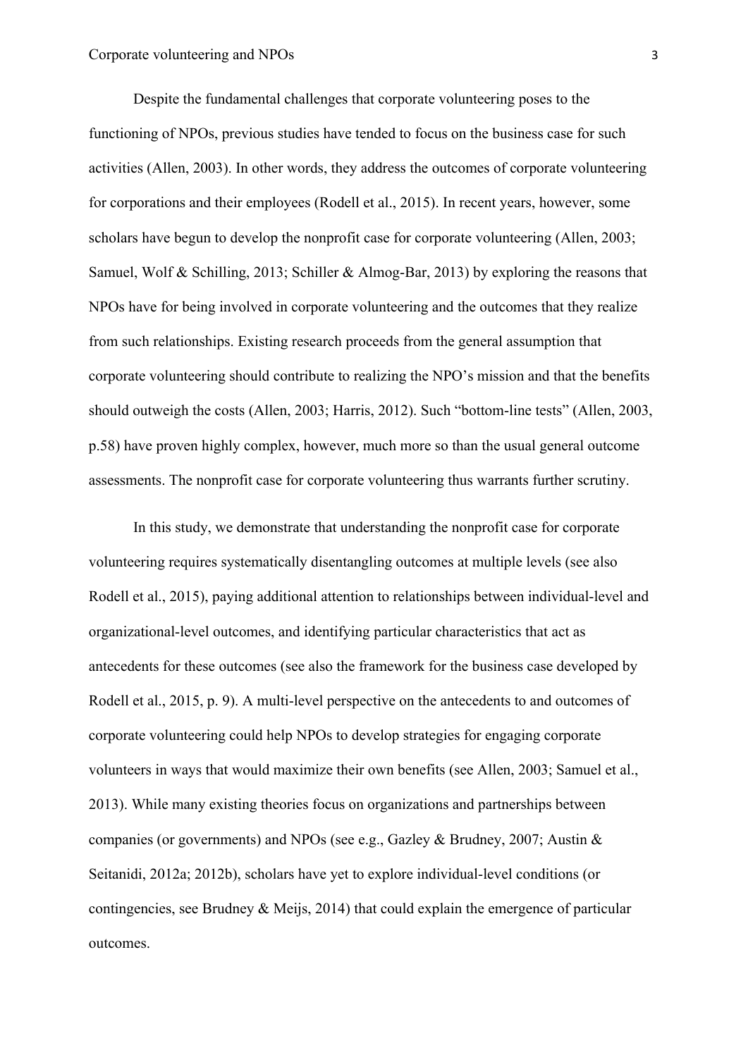Despite the fundamental challenges that corporate volunteering poses to the functioning of NPOs, previous studies have tended to focus on the business case for such activities (Allen, 2003). In other words, they address the outcomes of corporate volunteering for corporations and their employees (Rodell et al., 2015). In recent years, however, some scholars have begun to develop the nonprofit case for corporate volunteering (Allen, 2003; Samuel, Wolf & Schilling, 2013; Schiller & Almog-Bar, 2013) by exploring the reasons that NPOs have for being involved in corporate volunteering and the outcomes that they realize from such relationships. Existing research proceeds from the general assumption that corporate volunteering should contribute to realizing the NPO's mission and that the benefits should outweigh the costs (Allen, 2003; Harris, 2012). Such "bottom-line tests" (Allen, 2003, p.58) have proven highly complex, however, much more so than the usual general outcome assessments. The nonprofit case for corporate volunteering thus warrants further scrutiny.

In this study, we demonstrate that understanding the nonprofit case for corporate volunteering requires systematically disentangling outcomes at multiple levels (see also Rodell et al., 2015), paying additional attention to relationships between individual-level and organizational-level outcomes, and identifying particular characteristics that act as antecedents for these outcomes (see also the framework for the business case developed by Rodell et al., 2015, p. 9). A multi-level perspective on the antecedents to and outcomes of corporate volunteering could help NPOs to develop strategies for engaging corporate volunteers in ways that would maximize their own benefits (see Allen, 2003; Samuel et al., 2013). While many existing theories focus on organizations and partnerships between companies (or governments) and NPOs (see e.g., Gazley & Brudney, 2007; Austin & Seitanidi, 2012a; 2012b), scholars have yet to explore individual-level conditions (or contingencies, see Brudney & Meijs, 2014) that could explain the emergence of particular outcomes.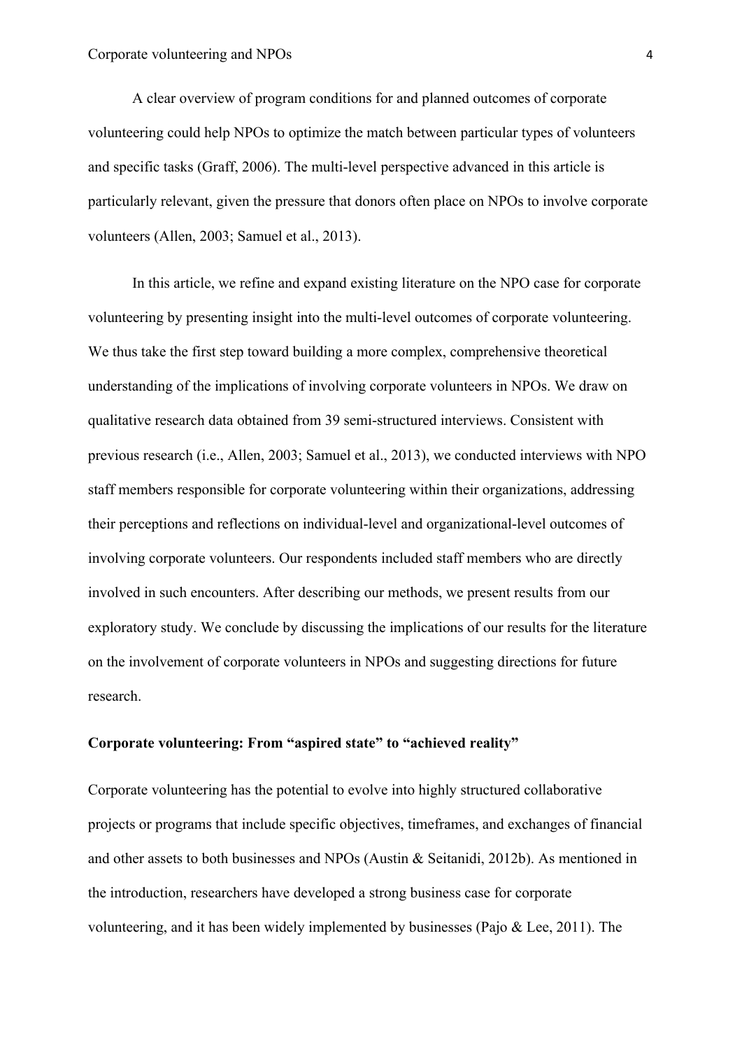A clear overview of program conditions for and planned outcomes of corporate volunteering could help NPOs to optimize the match between particular types of volunteers and specific tasks (Graff, 2006). The multi-level perspective advanced in this article is particularly relevant, given the pressure that donors often place on NPOs to involve corporate volunteers (Allen, 2003; Samuel et al., 2013).

In this article, we refine and expand existing literature on the NPO case for corporate volunteering by presenting insight into the multi-level outcomes of corporate volunteering. We thus take the first step toward building a more complex, comprehensive theoretical understanding of the implications of involving corporate volunteers in NPOs. We draw on qualitative research data obtained from 39 semi-structured interviews. Consistent with previous research (i.e., Allen, 2003; Samuel et al., 2013), we conducted interviews with NPO staff members responsible for corporate volunteering within their organizations, addressing their perceptions and reflections on individual-level and organizational-level outcomes of involving corporate volunteers. Our respondents included staff members who are directly involved in such encounters. After describing our methods, we present results from our exploratory study. We conclude by discussing the implications of our results for the literature on the involvement of corporate volunteers in NPOs and suggesting directions for future research.

## Corporate volunteering: From "aspired state" to "achieved reality"

Corporate volunteering has the potential to evolve into highly structured collaborative projects or programs that include specific objectives, timeframes, and exchanges of financial and other assets to both businesses and NPOs (Austin & Seitanidi, 2012b). As mentioned in the introduction, researchers have developed a strong business case for corporate volunteering, and it has been widely implemented by businesses (Pajo & Lee, 2011). The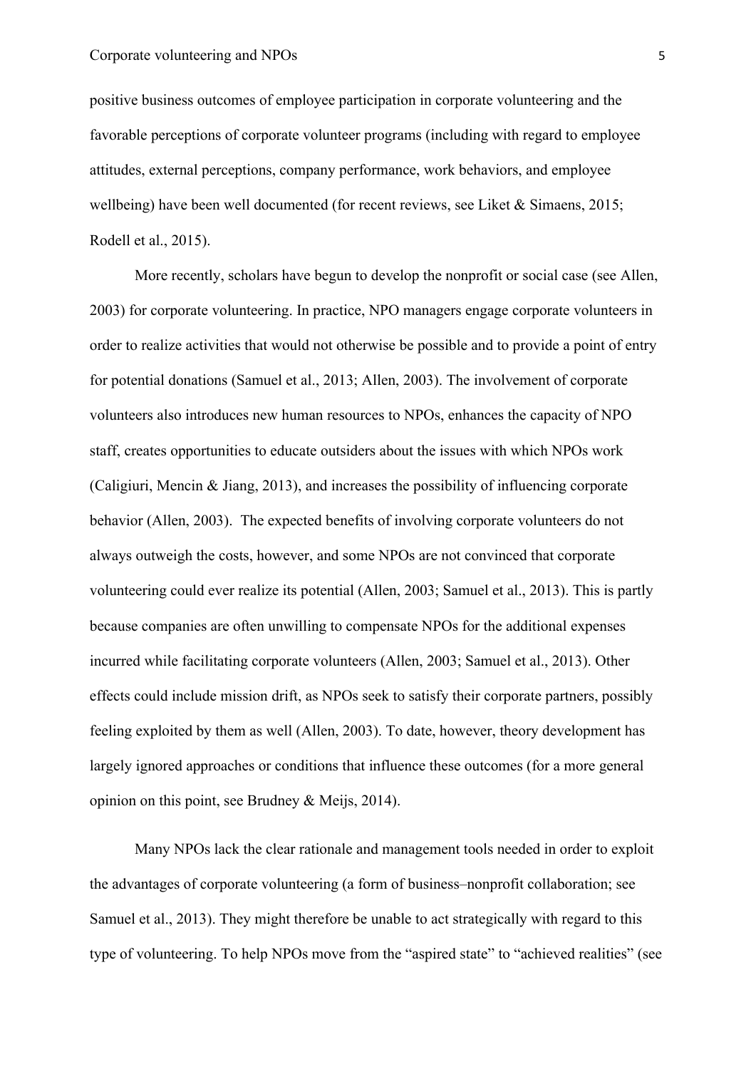positive business outcomes of employee participation in corporate volunteering and the favorable perceptions of corporate volunteer programs (including with regard to employee attitudes, external perceptions, company performance, work behaviors, and employee wellbeing) have been well documented (for recent reviews, see Liket & Simaens, 2015; Rodell et al., 2015).

More recently, scholars have begun to develop the nonprofit or social case (see Allen, 2003) for corporate volunteering. In practice, NPO managers engage corporate volunteers in order to realize activities that would not otherwise be possible and to provide a point of entry for potential donations (Samuel et al., 2013; Allen, 2003). The involvement of corporate volunteers also introduces new human resources to NPOs, enhances the capacity of NPO staff, creates opportunities to educate outsiders about the issues with which NPOs work (Caligiuri, Mencin & Jiang, 2013), and increases the possibility of influencing corporate behavior (Allen, 2003). The expected benefits of involving corporate volunteers do not always outweigh the costs, however, and some NPOs are not convinced that corporate volunteering could ever realize its potential (Allen, 2003; Samuel et al., 2013). This is partly because companies are often unwilling to compensate NPOs for the additional expenses incurred while facilitating corporate volunteers (Allen, 2003; Samuel et al., 2013). Other effects could include mission drift, as NPOs seek to satisfy their corporate partners, possibly feeling exploited by them as well (Allen, 2003). To date, however, theory development has largely ignored approaches or conditions that influence these outcomes (for a more general opinion on this point, see Brudney & Meijs, 2014).

Many NPOs lack the clear rationale and management tools needed in order to exploit the advantages of corporate volunteering (a form of business–nonprofit collaboration; see Samuel et al., 2013). They might therefore be unable to act strategically with regard to this type of volunteering. To help NPOs move from the "aspired state" to "achieved realities" (see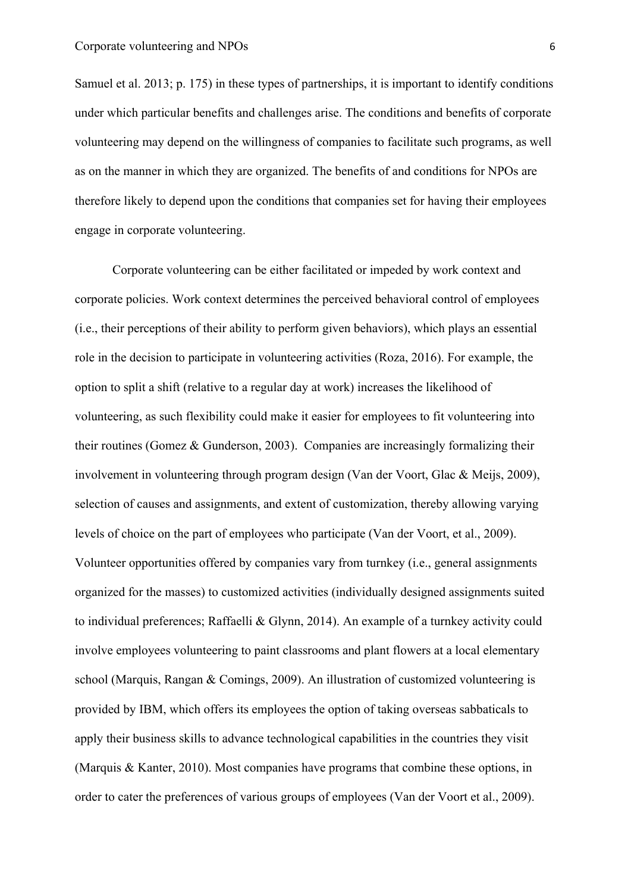Samuel et al. 2013; p. 175) in these types of partnerships, it is important to identify conditions under which particular benefits and challenges arise. The conditions and benefits of corporate volunteering may depend on the willingness of companies to facilitate such programs, as well as on the manner in which they are organized. The benefits of and conditions for NPOs are therefore likely to depend upon the conditions that companies set for having their employees engage in corporate volunteering.

Corporate volunteering can be either facilitated or impeded by work context and corporate policies. Work context determines the perceived behavioral control of employees (i.e., their perceptions of their ability to perform given behaviors), which plays an essential role in the decision to participate in volunteering activities (Roza, 2016). For example, the option to split a shift (relative to a regular day at work) increases the likelihood of volunteering, as such flexibility could make it easier for employees to fit volunteering into their routines (Gomez & Gunderson, 2003). Companies are increasingly formalizing their involvement in volunteering through program design (Van der Voort, Glac & Meijs, 2009), selection of causes and assignments, and extent of customization, thereby allowing varying levels of choice on the part of employees who participate (Van der Voort, et al., 2009). Volunteer opportunities offered by companies vary from turnkey (i.e., general assignments organized for the masses) to customized activities (individually designed assignments suited to individual preferences; Raffaelli & Glynn, 2014). An example of a turnkey activity could involve employees volunteering to paint classrooms and plant flowers at a local elementary school (Marquis, Rangan & Comings, 2009). An illustration of customized volunteering is provided by IBM, which offers its employees the option of taking overseas sabbaticals to apply their business skills to advance technological capabilities in the countries they visit (Marquis & Kanter, 2010). Most companies have programs that combine these options, in order to cater the preferences of various groups of employees (Van der Voort et al., 2009).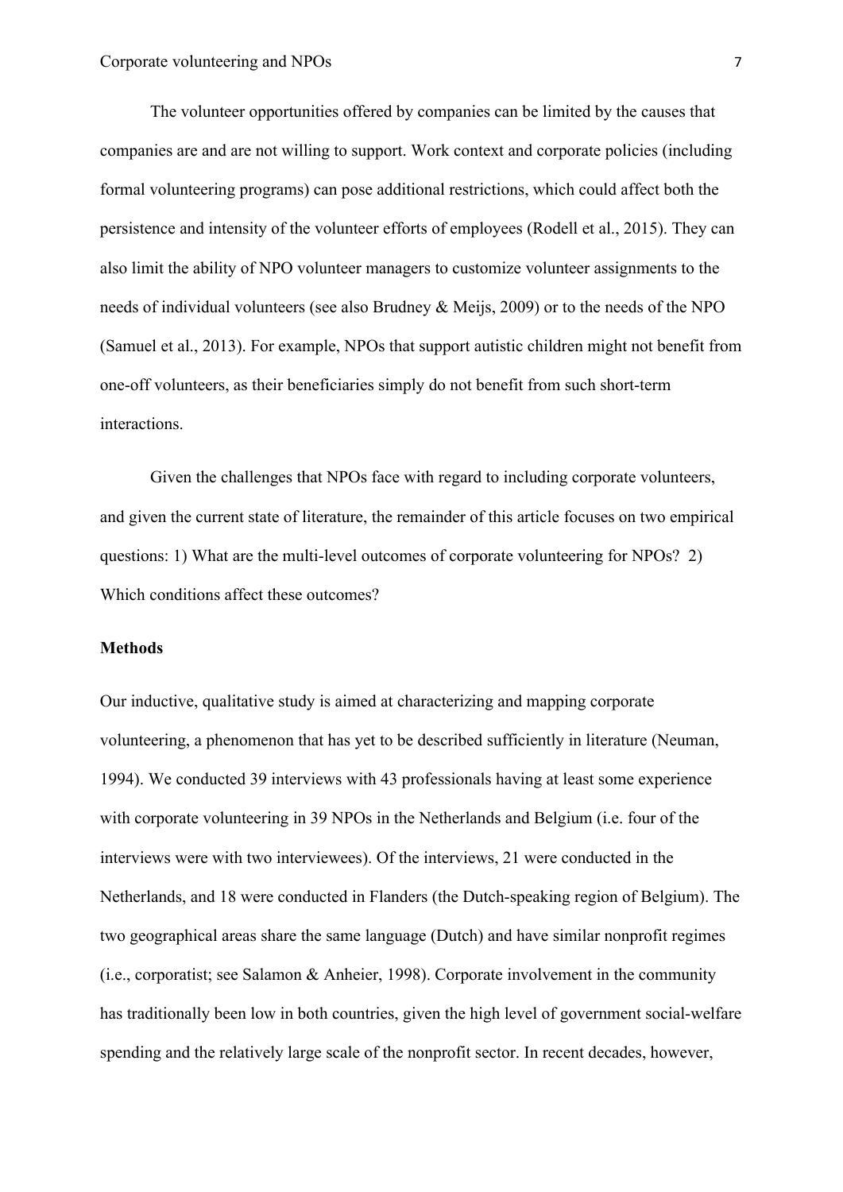The volunteer opportunities offered by companies can be limited by the causes that companies are and are not willing to support. Work context and corporate policies (including formal volunteering programs) can pose additional restrictions, which could affect both the persistence and intensity of the volunteer efforts of employees (Rodell et al., 2015). They can also limit the ability of NPO volunteer managers to customize volunteer assignments to the needs of individual volunteers (see also Brudney & Meijs, 2009) or to the needs of the NPO (Samuel et al., 2013). For example, NPOs that support autistic children might not benefit from one-off volunteers, as their beneficiaries simply do not benefit from such short-term interactions.

Given the challenges that NPOs face with regard to including corporate volunteers, and given the current state of literature, the remainder of this article focuses on two empirical questions: 1) What are the multi-level outcomes of corporate volunteering for NPOs? 2) Which conditions affect these outcomes?

**Methods**

Our inductive, qualitative study is aimed at characterizing and mapping corporate volunteering, a phenomenon that has yet to be described sufficiently in literature (Neuman, 1994). We conducted 39 interviews with 43 professionals having at least some experience with corporate volunteering in 39 NPOs in the Netherlands and Belgium (i.e. four of the interviews were with two interviewees). Of the interviews, 21 were conducted in the Netherlands, and 18 were conducted in Flanders (the Dutch-speaking region of Belgium). The two geographical areas share the same language (Dutch) and have similar nonprofit regimes (i.e., corporatist; see Salamon & Anheier, 1998). Corporate involvement in the community has traditionally been low in both countries, given the high level of government social-welfare spending and the relatively large scale of the nonprofit sector. In recent decades, however,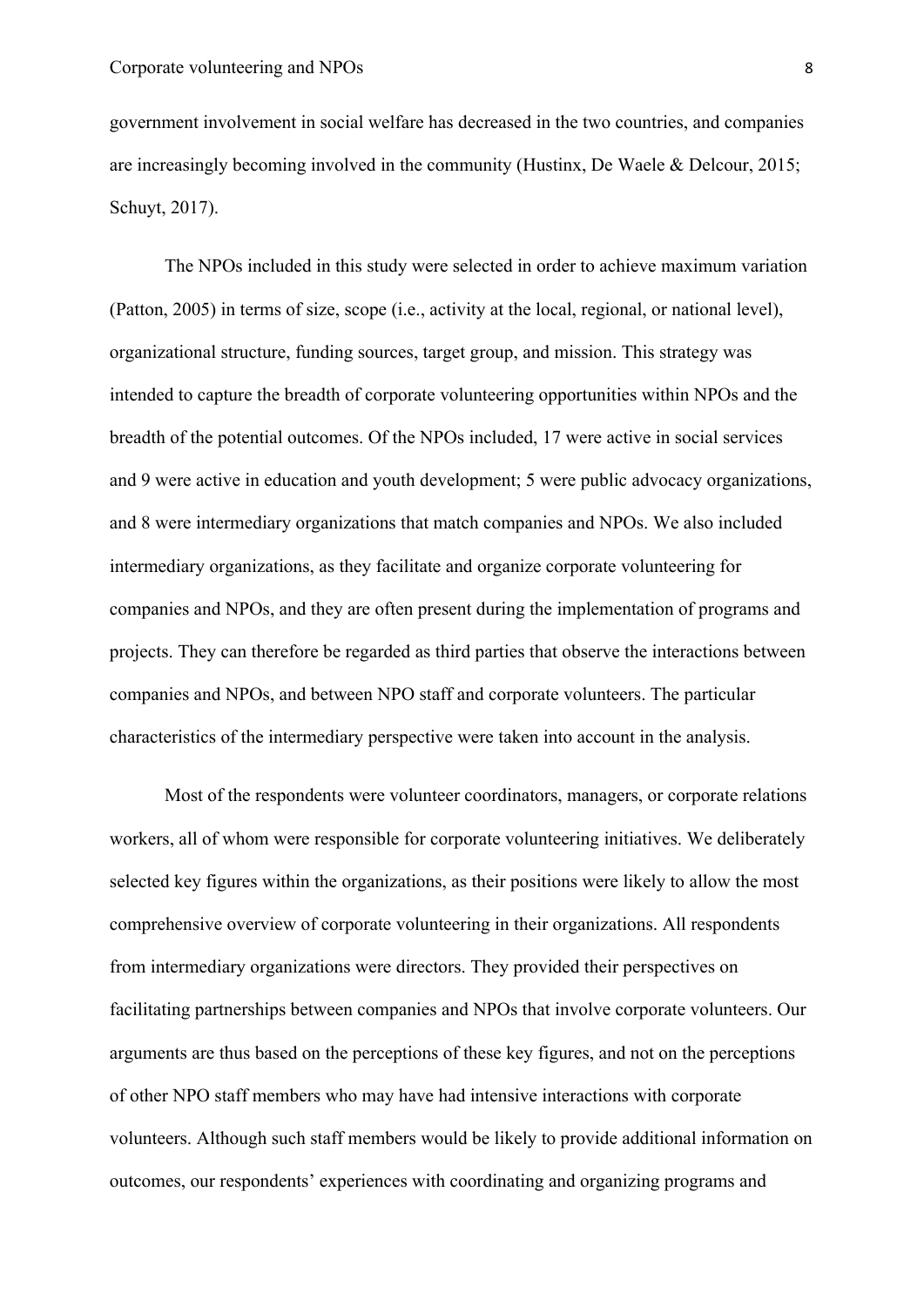government involvement in social welfare has decreased in the two countries, and companies are increasingly becoming involved in the community (Hustinx, De Waele & Delcour, 2015; Schuyt, 2017).

The NPOs included in this study were selected in order to achieve maximum variation (Patton, 2005) in terms of size, scope (i.e., activity at the local, regional, or national level), organizational structure, funding sources, target group, and mission. This strategy was intended to capture the breadth of corporate volunteering opportunities within NPOs and the breadth of the potential outcomes. Of the NPOs included, 17 were active in social services and 9 were active in education and youth development; 5 were public advocacy organizations, and 8 were intermediary organizations that match companies and NPOs. We also included intermediary organizations, as they facilitate and organize corporate volunteering for companies and NPOs, and they are often present during the implementation of programs and projects. They can therefore be regarded as third parties that observe the interactions between companies and NPOs, and between NPO staff and corporate volunteers. The particular characteristics of the intermediary perspective were taken into account in the analysis.

Most of the respondents were volunteer coordinators, managers, or corporate relations workers, all of whom were responsible for corporate volunteering initiatives. We deliberately selected key figures within the organizations, as their positions were likely to allow the most comprehensive overview of corporate volunteering in their organizations. All respondents from intermediary organizations were directors. They provided their perspectives on facilitating partnerships between companies and NPOs that involve corporate volunteers. Our arguments are thus based on the perceptions of these key figures, and not on the perceptions of other NPO staff members who may have had intensive interactions with corporate volunteers. Although such staff members would be likely to provide additional information on outcomes, our respondents' experiences with coordinating and organizing programs and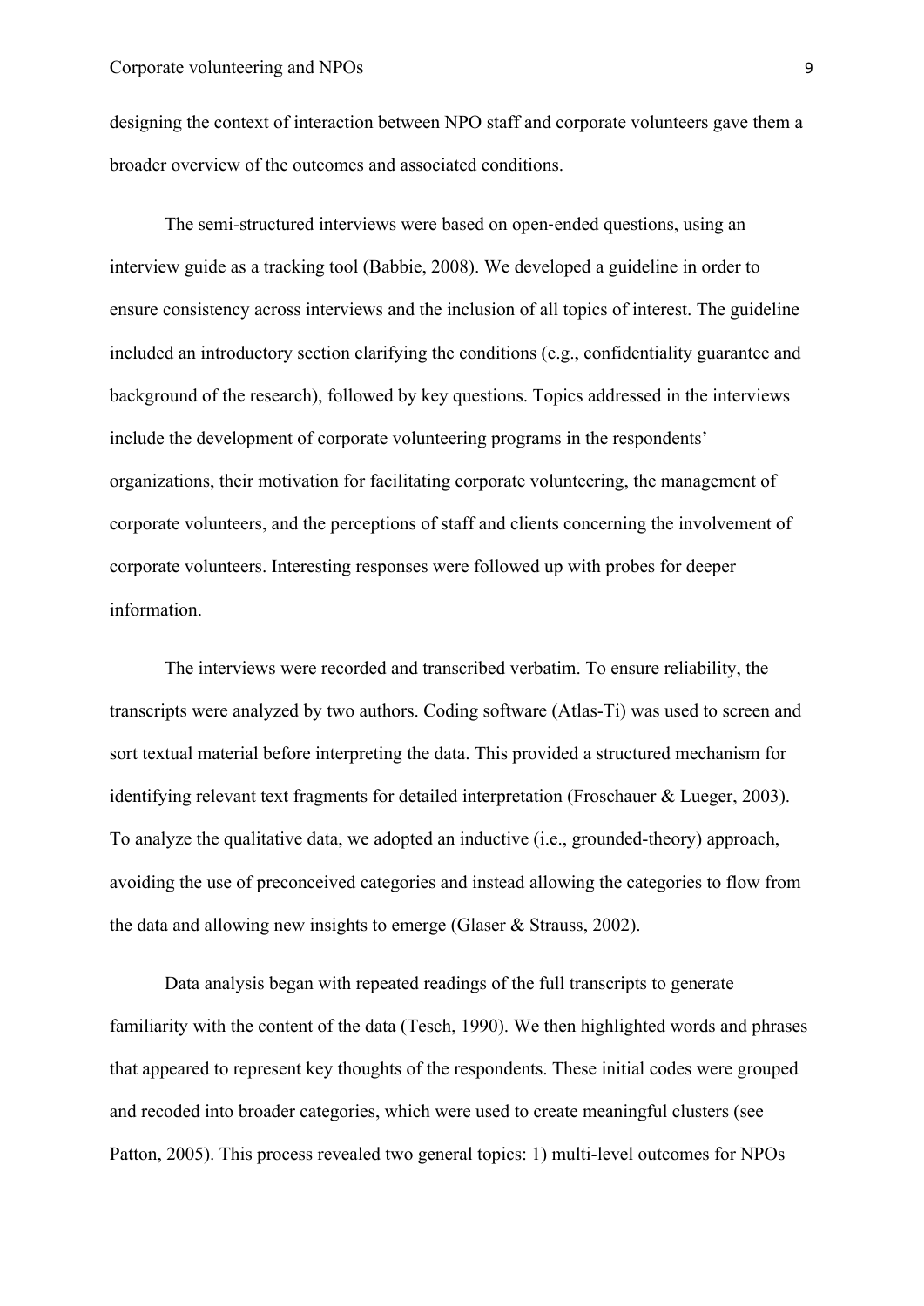designing the context of interaction between NPO staff and corporate volunteers gave them a broader overview of the outcomes and associated conditions.

The semi-structured interviews were based on open-ended questions, using an interview guide as a tracking tool (Babbie, 2008). We developed a guideline in order to ensure consistency across interviews and the inclusion of all topics of interest. The guideline included an introductory section clarifying the conditions (e.g., confidentiality guarantee and background of the research), followed by key questions. Topics addressed in the interviews include the development of corporate volunteering programs in the respondents' organizations, their motivation for facilitating corporate volunteering, the management of corporate volunteers, and the perceptions of staff and clients concerning the involvement of corporate volunteers. Interesting responses were followed up with probes for deeper information.

The interviews were recorded and transcribed verbatim. To ensure reliability, the transcripts were analyzed by two authors. Coding software (Atlas-Ti) was used to screen and sort textual material before interpreting the data. This provided a structured mechanism for identifying relevant text fragments for detailed interpretation (Froschauer & Lueger, 2003). To analyze the qualitative data, we adopted an inductive (i.e., grounded-theory) approach, avoiding the use of preconceived categories and instead allowing the categories to flow from the data and allowing new insights to emerge (Glaser & Strauss, 2002).

Data analysis began with repeated readings of the full transcripts to generate familiarity with the content of the data (Tesch, 1990). We then highlighted words and phrases that appeared to represent key thoughts of the respondents. These initial codes were grouped and recoded into broader categories, which were used to create meaningful clusters (see Patton, 2005). This process revealed two general topics: 1) multi-level outcomes for NPOs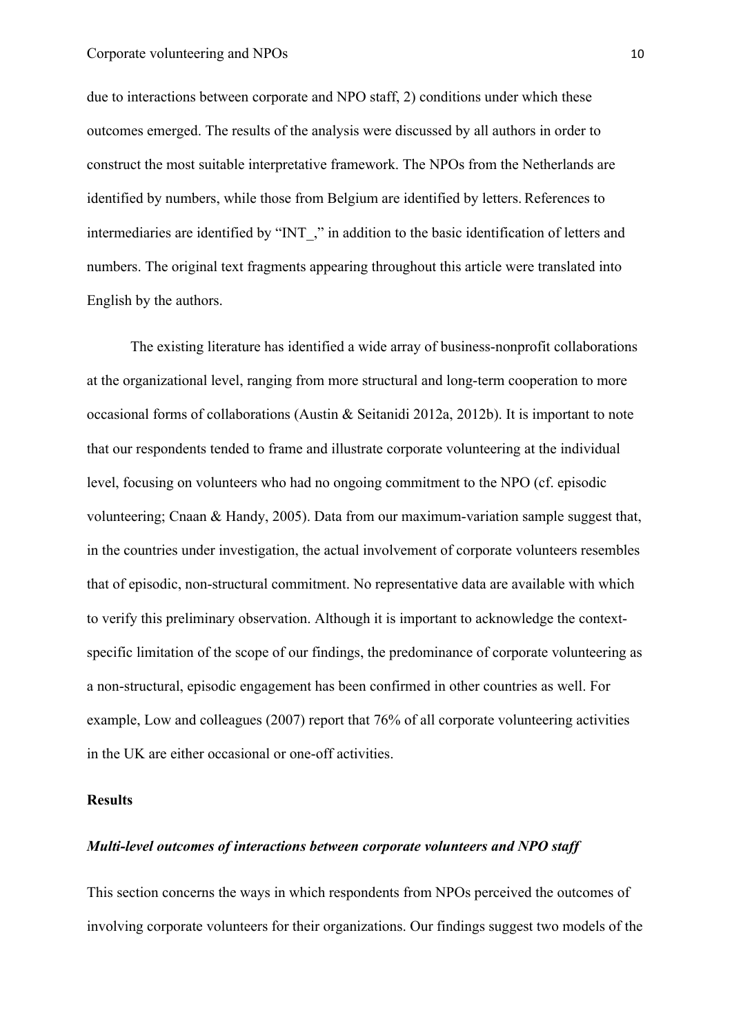due to interactions between corporate and NPO staff, 2) conditions under which these outcomes emerged. The results of the analysis were discussed by all authors in order to construct the most suitable interpretative framework. The NPOs from the Netherlands are identified by numbers, while those from Belgium are identified by letters. References to intermediaries are identified by "INT_," in addition to the basic identification of letters and numbers. The original text fragments appearing throughout this article were translated into English by the authors.

The existing literature has identified a wide array of business-nonprofit collaborations at the organizational level, ranging from more structural and long-term cooperation to more occasional forms of collaborations (Austin & Seitanidi 2012a, 2012b). It is important to note that our respondents tended to frame and illustrate corporate volunteering at the individual level, focusing on volunteers who had no ongoing commitment to the NPO (cf. episodic volunteering; Cnaan & Handy, 2005). Data from our maximum-variation sample suggest that, in the countries under investigation, the actual involvement of corporate volunteers resembles that of episodic, non-structural commitment. No representative data are available with which to verify this preliminary observation. Although it is important to acknowledge the context-specific limitation of the scope of our findings, the predominance of corporate volunteering as a non-structural, episodic engagement has been confirmed in other countries as well. For example, Low and colleagues (2007) report that 76% of all corporate volunteering activities in the UK are either occasional or one-off activities.

## Results

### *Multi-level outcomes of interactions between corporate volunteers and NPO staff*

This section concerns the ways in which respondents from NPOs perceived the outcomes of involving corporate volunteers for their organizations. Our findings suggest two models of the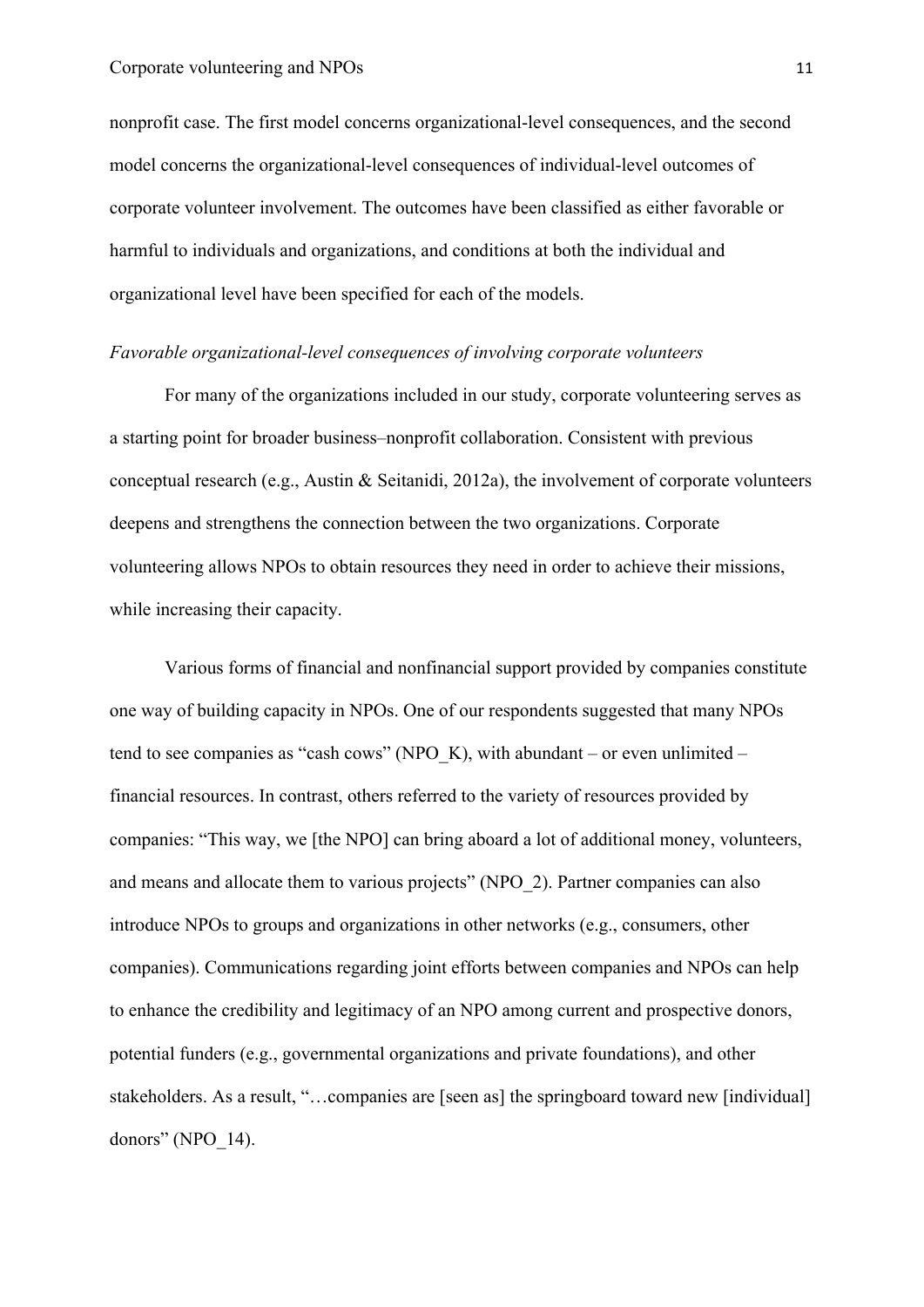nonprofit case. The first model concerns organizational-level consequences, and the second model concerns the organizational-level consequences of individual-level outcomes of corporate volunteer involvement. The outcomes have been classified as either favorable or harmful to individuals and organizations, and conditions at both the individual and organizational level have been specified for each of the models.

*Favorable organizational-level consequences of involving corporate volunteers*

For many of the organizations included in our study, corporate volunteering serves as a starting point for broader business–nonprofit collaboration. Consistent with previous conceptual research (e.g., Austin & Seitanidi, 2012a), the involvement of corporate volunteers deepens and strengthens the connection between the two organizations. Corporate volunteering allows NPOs to obtain resources they need in order to achieve their missions, while increasing their capacity.

Various forms of financial and nonfinancial support provided by companies constitute one way of building capacity in NPOs. One of our respondents suggested that many NPOs tend to see companies as "cash cows" (NPO_K), with abundant – or even unlimited – financial resources. In contrast, others referred to the variety of resources provided by companies: "This way, we [the NPO] can bring aboard a lot of additional money, volunteers, and means and allocate them to various projects" (NPO_2). Partner companies can also introduce NPOs to groups and organizations in other networks (e.g., consumers, other companies). Communications regarding joint efforts between companies and NPOs can help to enhance the credibility and legitimacy of an NPO among current and prospective donors, potential funders (e.g., governmental organizations and private foundations), and other stakeholders. As a result, "…companies are [seen as] the springboard toward new [individual] donors" (NPO_14).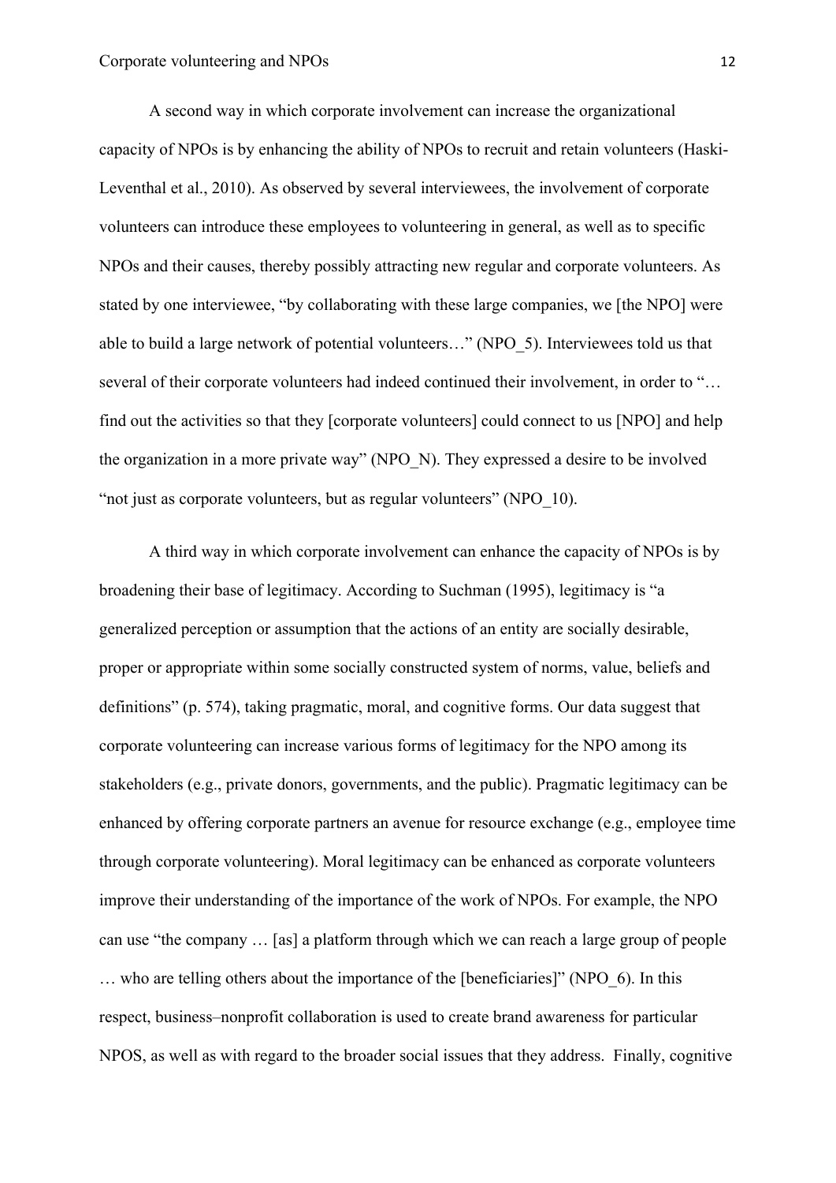A second way in which corporate involvement can increase the organizational capacity of NPOs is by enhancing the ability of NPOs to recruit and retain volunteers (Haski-Leventhal et al., 2010). As observed by several interviewees, the involvement of corporate volunteers can introduce these employees to volunteering in general, as well as to specific NPOs and their causes, thereby possibly attracting new regular and corporate volunteers. As stated by one interviewee, "by collaborating with these large companies, we [the NPO] were able to build a large network of potential volunteers…" (NPO_5). Interviewees told us that several of their corporate volunteers had indeed continued their involvement, in order to "… find out the activities so that they [corporate volunteers] could connect to us [NPO] and help the organization in a more private way" (NPO_N). They expressed a desire to be involved "not just as corporate volunteers, but as regular volunteers" (NPO_10).

A third way in which corporate involvement can enhance the capacity of NPOs is by broadening their base of legitimacy. According to Suchman (1995), legitimacy is "a generalized perception or assumption that the actions of an entity are socially desirable, proper or appropriate within some socially constructed system of norms, value, beliefs and definitions" (p. 574), taking pragmatic, moral, and cognitive forms. Our data suggest that corporate volunteering can increase various forms of legitimacy for the NPO among its stakeholders (e.g., private donors, governments, and the public). Pragmatic legitimacy can be enhanced by offering corporate partners an avenue for resource exchange (e.g., employee time through corporate volunteering). Moral legitimacy can be enhanced as corporate volunteers improve their understanding of the importance of the work of NPOs. For example, the NPO can use "the company … [as] a platform through which we can reach a large group of people … who are telling others about the importance of the [beneficiaries]" (NPO_6). In this respect, business–nonprofit collaboration is used to create brand awareness for particular NPOS, as well as with regard to the broader social issues that they address. Finally, cognitive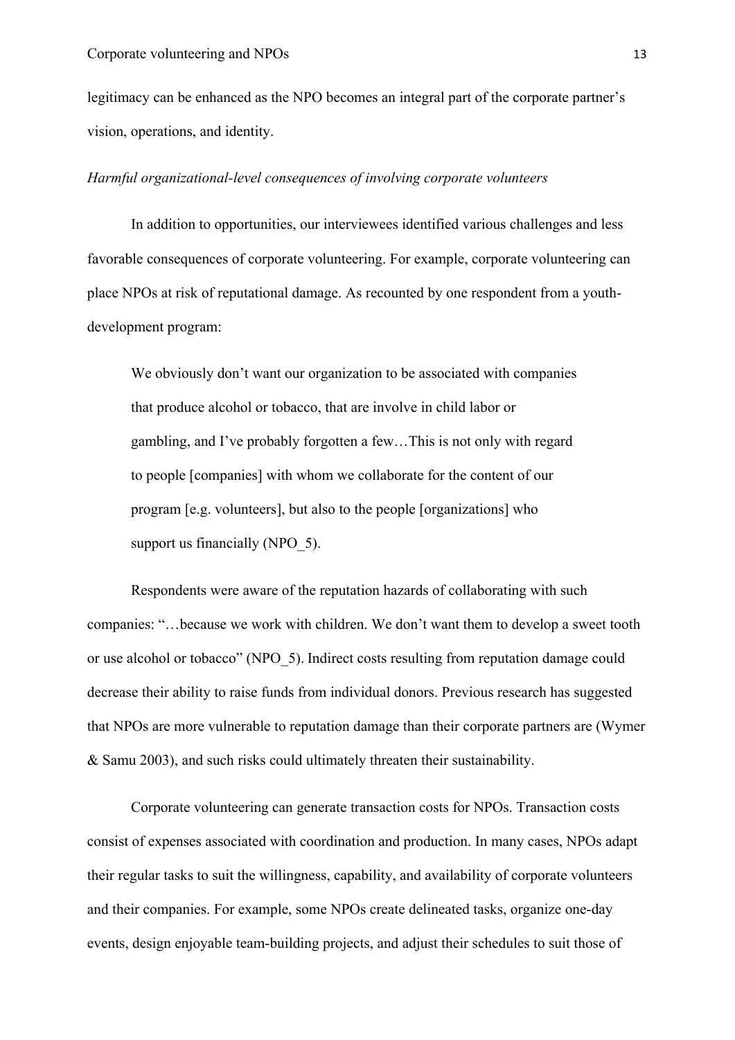legitimacy can be enhanced as the NPO becomes an integral part of the corporate partner's vision, operations, and identity.

*Harmful organizational-level consequences of involving corporate volunteers*

In addition to opportunities, our interviewees identified various challenges and less favorable consequences of corporate volunteering. For example, corporate volunteering can place NPOs at risk of reputational damage. As recounted by one respondent from a youth-development program:

> We obviously don't want our organization to be associated with companies that produce alcohol or tobacco, that are involve in child labor or gambling, and I've probably forgotten a few…This is not only with regard to people [companies] with whom we collaborate for the content of our program [e.g. volunteers], but also to the people [organizations] who support us financially (NPO_5).

Respondents were aware of the reputation hazards of collaborating with such companies: "…because we work with children. We don't want them to develop a sweet tooth or use alcohol or tobacco" (NPO_5). Indirect costs resulting from reputation damage could decrease their ability to raise funds from individual donors. Previous research has suggested that NPOs are more vulnerable to reputation damage than their corporate partners are (Wymer & Samu 2003), and such risks could ultimately threaten their sustainability.

Corporate volunteering can generate transaction costs for NPOs. Transaction costs consist of expenses associated with coordination and production. In many cases, NPOs adapt their regular tasks to suit the willingness, capability, and availability of corporate volunteers and their companies. For example, some NPOs create delineated tasks, organize one-day events, design enjoyable team-building projects, and adjust their schedules to suit those of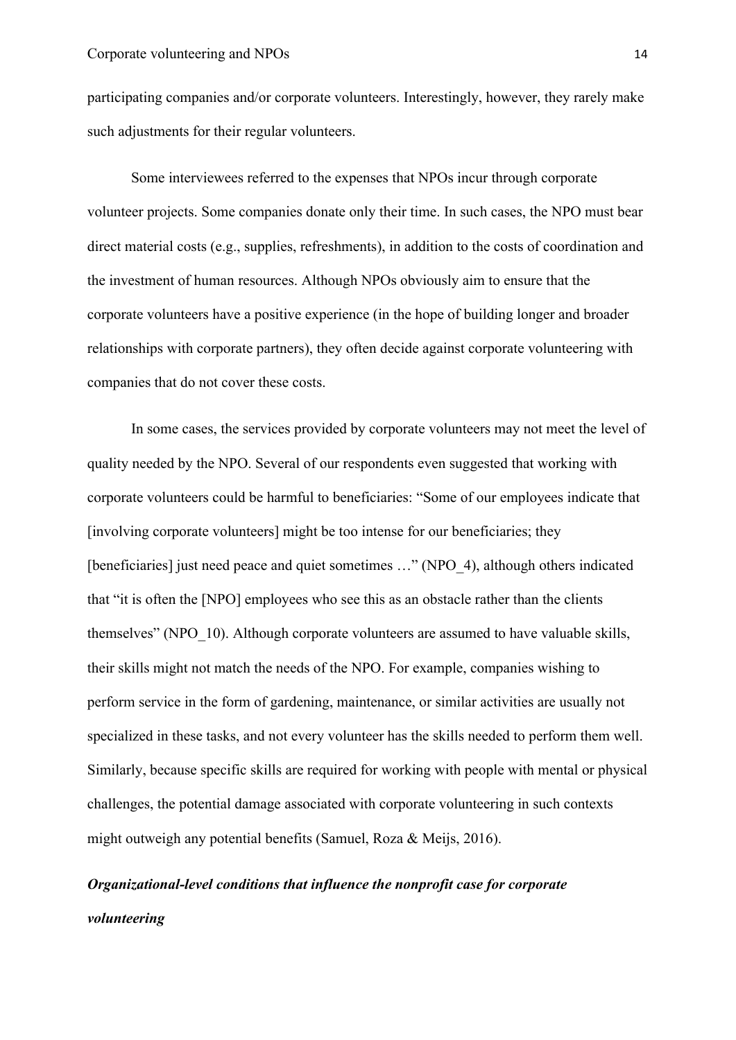participating companies and/or corporate volunteers. Interestingly, however, they rarely make such adjustments for their regular volunteers.

Some interviewees referred to the expenses that NPOs incur through corporate volunteer projects. Some companies donate only their time. In such cases, the NPO must bear direct material costs (e.g., supplies, refreshments), in addition to the costs of coordination and the investment of human resources. Although NPOs obviously aim to ensure that the corporate volunteers have a positive experience (in the hope of building longer and broader relationships with corporate partners), they often decide against corporate volunteering with companies that do not cover these costs.

In some cases, the services provided by corporate volunteers may not meet the level of quality needed by the NPO. Several of our respondents even suggested that working with corporate volunteers could be harmful to beneficiaries: "Some of our employees indicate that [involving corporate volunteers] might be too intense for our beneficiaries; they [beneficiaries] just need peace and quiet sometimes …" (NPO_4), although others indicated that "it is often the [NPO] employees who see this as an obstacle rather than the clients themselves" (NPO_10). Although corporate volunteers are assumed to have valuable skills, their skills might not match the needs of the NPO. For example, companies wishing to perform service in the form of gardening, maintenance, or similar activities are usually not specialized in these tasks, and not every volunteer has the skills needed to perform them well. Similarly, because specific skills are required for working with people with mental or physical challenges, the potential damage associated with corporate volunteering in such contexts might outweigh any potential benefits (Samuel, Roza & Meijs, 2016).

### ***Organizational-level conditions that influence the nonprofit case for corporate volunteering***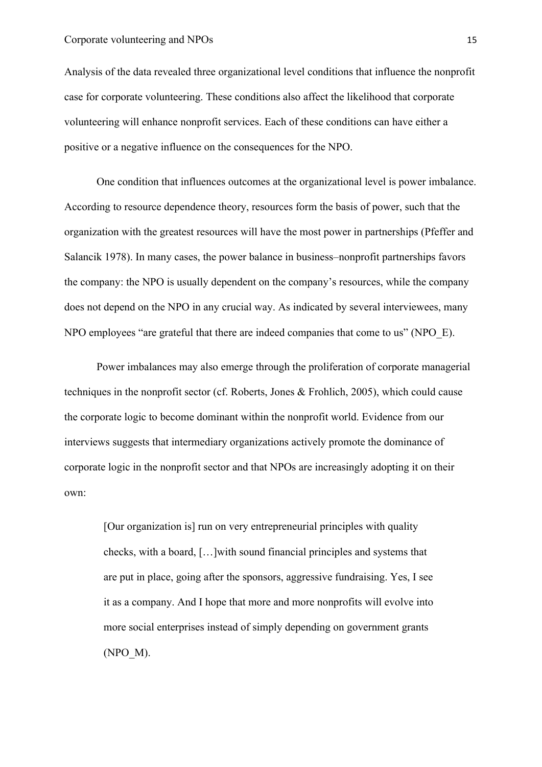Analysis of the data revealed three organizational level conditions that influence the nonprofit case for corporate volunteering. These conditions also affect the likelihood that corporate volunteering will enhance nonprofit services. Each of these conditions can have either a positive or a negative influence on the consequences for the NPO.

One condition that influences outcomes at the organizational level is power imbalance. According to resource dependence theory, resources form the basis of power, such that the organization with the greatest resources will have the most power in partnerships (Pfeffer and Salancik 1978). In many cases, the power balance in business–nonprofit partnerships favors the company: the NPO is usually dependent on the company's resources, while the company does not depend on the NPO in any crucial way. As indicated by several interviewees, many NPO employees "are grateful that there are indeed companies that come to us" (NPO_E).

Power imbalances may also emerge through the proliferation of corporate managerial techniques in the nonprofit sector (cf. Roberts, Jones & Frohlich, 2005), which could cause the corporate logic to become dominant within the nonprofit world. Evidence from our interviews suggests that intermediary organizations actively promote the dominance of corporate logic in the nonprofit sector and that NPOs are increasingly adopting it on their own:

> [Our organization is] run on very entrepreneurial principles with quality checks, with a board, […]with sound financial principles and systems that are put in place, going after the sponsors, aggressive fundraising. Yes, I see it as a company. And I hope that more and more nonprofits will evolve into more social enterprises instead of simply depending on government grants (NPO_M).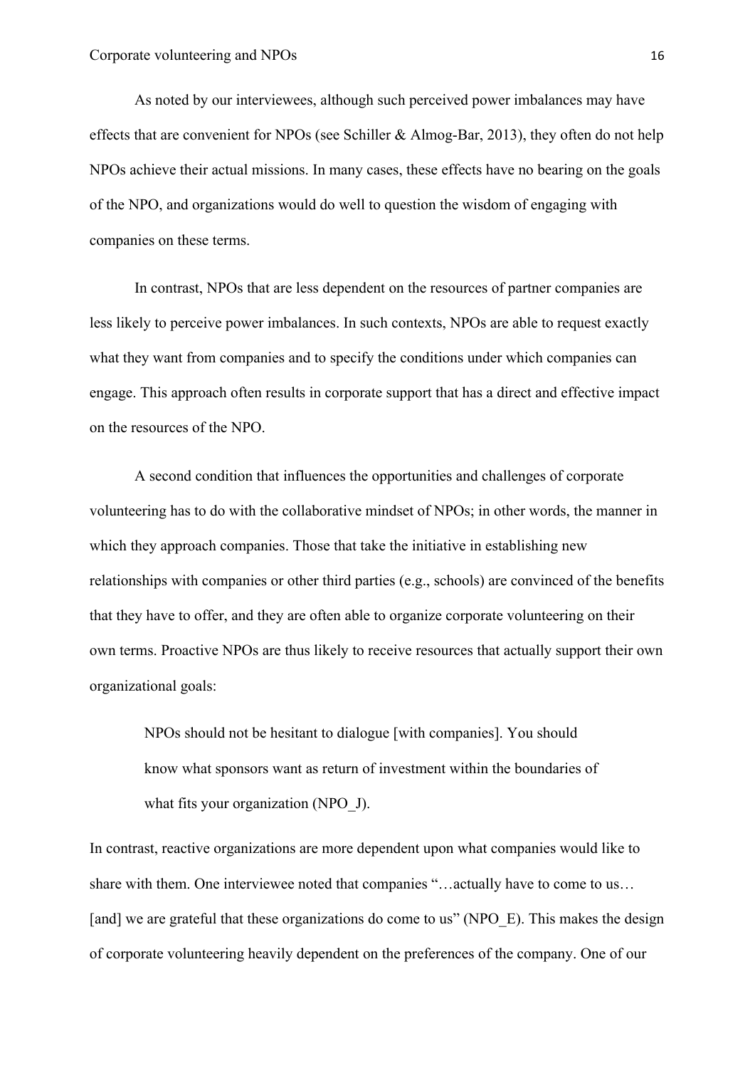As noted by our interviewees, although such perceived power imbalances may have effects that are convenient for NPOs (see Schiller & Almog-Bar, 2013), they often do not help NPOs achieve their actual missions. In many cases, these effects have no bearing on the goals of the NPO, and organizations would do well to question the wisdom of engaging with companies on these terms.

In contrast, NPOs that are less dependent on the resources of partner companies are less likely to perceive power imbalances. In such contexts, NPOs are able to request exactly what they want from companies and to specify the conditions under which companies can engage. This approach often results in corporate support that has a direct and effective impact on the resources of the NPO.

A second condition that influences the opportunities and challenges of corporate volunteering has to do with the collaborative mindset of NPOs; in other words, the manner in which they approach companies. Those that take the initiative in establishing new relationships with companies or other third parties (e.g., schools) are convinced of the benefits that they have to offer, and they are often able to organize corporate volunteering on their own terms. Proactive NPOs are thus likely to receive resources that actually support their own organizational goals:

> NPOs should not be hesitant to dialogue [with companies]. You should know what sponsors want as return of investment within the boundaries of what fits your organization (NPO_J).

In contrast, reactive organizations are more dependent upon what companies would like to share with them. One interviewee noted that companies "…actually have to come to us… [and] we are grateful that these organizations do come to us" (NPO_E). This makes the design of corporate volunteering heavily dependent on the preferences of the company. One of our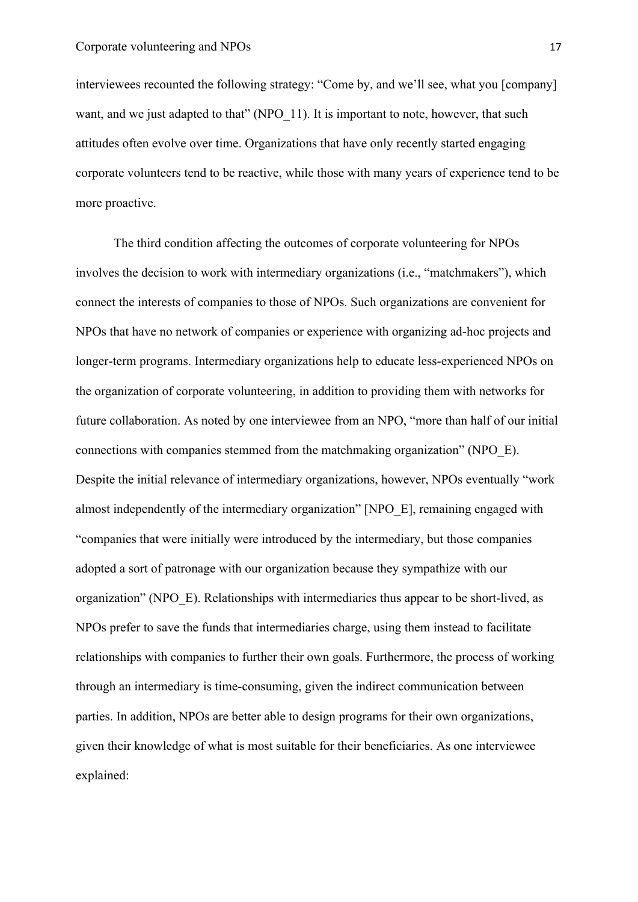interviewees recounted the following strategy: "Come by, and we'll see, what you [company] want, and we just adapted to that" (NPO_11). It is important to note, however, that such attitudes often evolve over time. Organizations that have only recently started engaging corporate volunteers tend to be reactive, while those with many years of experience tend to be more proactive.

The third condition affecting the outcomes of corporate volunteering for NPOs involves the decision to work with intermediary organizations (i.e., "matchmakers"), which connect the interests of companies to those of NPOs. Such organizations are convenient for NPOs that have no network of companies or experience with organizing ad-hoc projects and longer-term programs. Intermediary organizations help to educate less-experienced NPOs on the organization of corporate volunteering, in addition to providing them with networks for future collaboration. As noted by one interviewee from an NPO, "more than half of our initial connections with companies stemmed from the matchmaking organization" (NPO_E). Despite the initial relevance of intermediary organizations, however, NPOs eventually "work almost independently of the intermediary organization" [NPO_E], remaining engaged with "companies that were initially were introduced by the intermediary, but those companies adopted a sort of patronage with our organization because they sympathize with our organization" (NPO_E). Relationships with intermediaries thus appear to be short-lived, as NPOs prefer to save the funds that intermediaries charge, using them instead to facilitate relationships with companies to further their own goals. Furthermore, the process of working through an intermediary is time-consuming, given the indirect communication between parties. In addition, NPOs are better able to design programs for their own organizations, given their knowledge of what is most suitable for their beneficiaries. As one interviewee explained: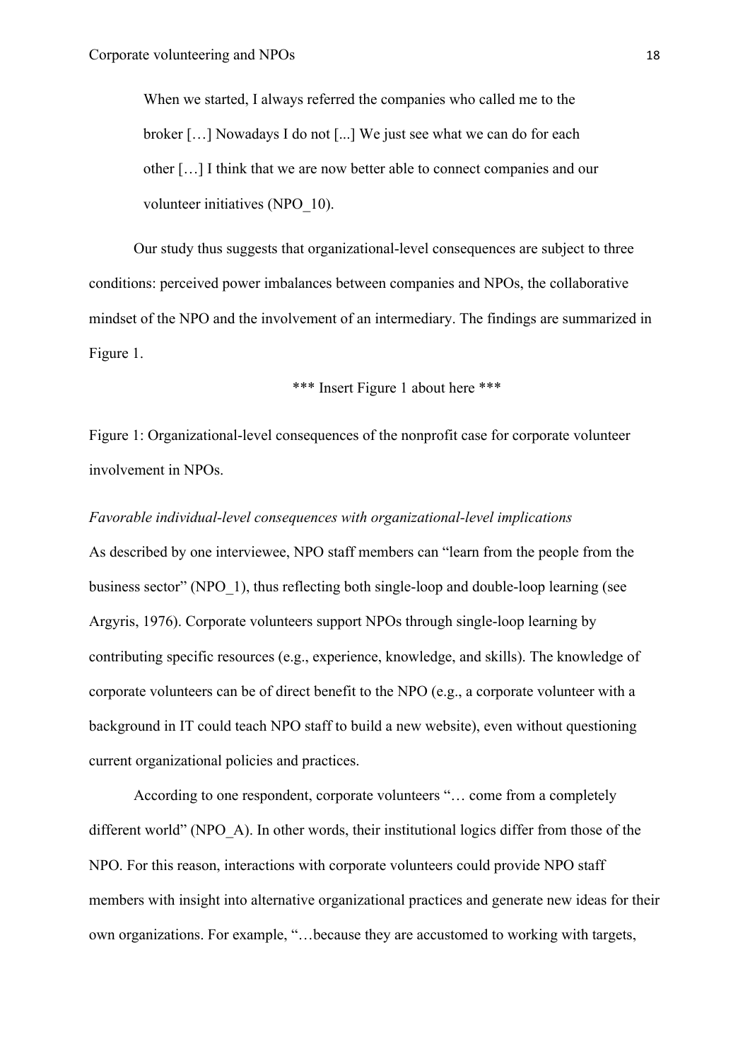> When we started, I always referred the companies who called me to the broker […] Nowadays I do not [...] We just see what we can do for each other […] I think that we are now better able to connect companies and our volunteer initiatives (NPO_10).

Our study thus suggests that organizational-level consequences are subject to three conditions: perceived power imbalances between companies and NPOs, the collaborative mindset of the NPO and the involvement of an intermediary. The findings are summarized in Figure 1.

*** Insert Figure 1 about here ***

Figure 1: Organizational-level consequences of the nonprofit case for corporate volunteer involvement in NPOs.

*Favorable individual-level consequences with organizational-level implications*

As described by one interviewee, NPO staff members can "learn from the people from the business sector" (NPO_1), thus reflecting both single-loop and double-loop learning (see Argyris, 1976). Corporate volunteers support NPOs through single-loop learning by contributing specific resources (e.g., experience, knowledge, and skills). The knowledge of corporate volunteers can be of direct benefit to the NPO (e.g., a corporate volunteer with a background in IT could teach NPO staff to build a new website), even without questioning current organizational policies and practices.

According to one respondent, corporate volunteers "… come from a completely different world" (NPO_A). In other words, their institutional logics differ from those of the NPO. For this reason, interactions with corporate volunteers could provide NPO staff members with insight into alternative organizational practices and generate new ideas for their own organizations. For example, "…because they are accustomed to working with targets,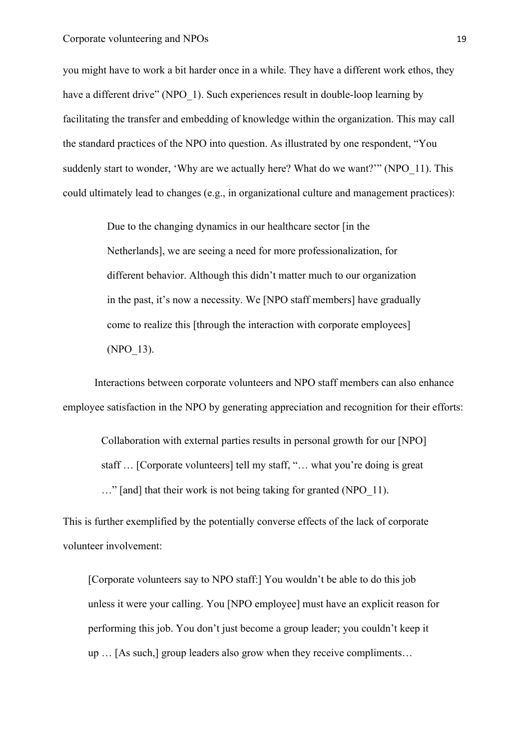you might have to work a bit harder once in a while. They have a different work ethos, they have a different drive" (NPO_1). Such experiences result in double-loop learning by facilitating the transfer and embedding of knowledge within the organization. This may call the standard practices of the NPO into question. As illustrated by one respondent, "You suddenly start to wonder, 'Why are we actually here? What do we want?'" (NPO_11). This could ultimately lead to changes (e.g., in organizational culture and management practices):

> Due to the changing dynamics in our healthcare sector [in the Netherlands], we are seeing a need for more professionalization, for different behavior. Although this didn't matter much to our organization in the past, it's now a necessity. We [NPO staff members] have gradually come to realize this [through the interaction with corporate employees] (NPO_13).

Interactions between corporate volunteers and NPO staff members can also enhance employee satisfaction in the NPO by generating appreciation and recognition for their efforts:

> Collaboration with external parties results in personal growth for our [NPO] staff … [Corporate volunteers] tell my staff, "… what you're doing is great …" [and] that their work is not being taking for granted (NPO_11).

This is further exemplified by the potentially converse effects of the lack of corporate volunteer involvement:

> [Corporate volunteers say to NPO staff:] You wouldn't be able to do this job unless it were your calling. You [NPO employee] must have an explicit reason for performing this job. You don't just become a group leader; you couldn't keep it up … [As such,] group leaders also grow when they receive compliments…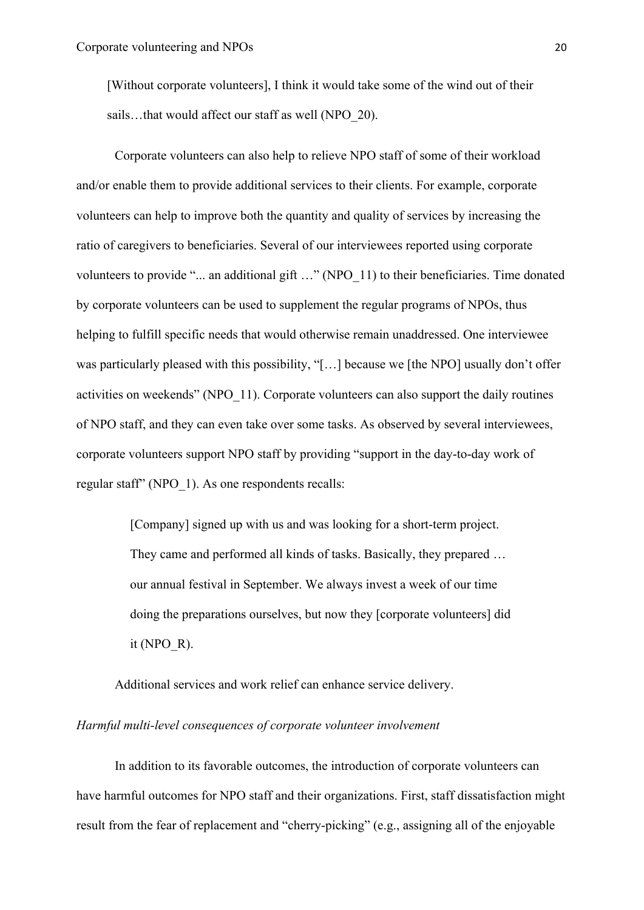> [Without corporate volunteers], I think it would take some of the wind out of their sails…that would affect our staff as well (NPO_20).

Corporate volunteers can also help to relieve NPO staff of some of their workload and/or enable them to provide additional services to their clients. For example, corporate volunteers can help to improve both the quantity and quality of services by increasing the ratio of caregivers to beneficiaries. Several of our interviewees reported using corporate volunteers to provide "... an additional gift …" (NPO_11) to their beneficiaries. Time donated by corporate volunteers can be used to supplement the regular programs of NPOs, thus helping to fulfill specific needs that would otherwise remain unaddressed. One interviewee was particularly pleased with this possibility, "[…] because we [the NPO] usually don't offer activities on weekends" (NPO_11). Corporate volunteers can also support the daily routines of NPO staff, and they can even take over some tasks. As observed by several interviewees, corporate volunteers support NPO staff by providing "support in the day-to-day work of regular staff" (NPO_1). As one respondents recalls:

> [Company] signed up with us and was looking for a short-term project. They came and performed all kinds of tasks. Basically, they prepared … our annual festival in September. We always invest a week of our time doing the preparations ourselves, but now they [corporate volunteers] did it (NPO_R).

Additional services and work relief can enhance service delivery.

*Harmful multi-level consequences of corporate volunteer involvement*

In addition to its favorable outcomes, the introduction of corporate volunteers can have harmful outcomes for NPO staff and their organizations. First, staff dissatisfaction might result from the fear of replacement and "cherry-picking" (e.g., assigning all of the enjoyable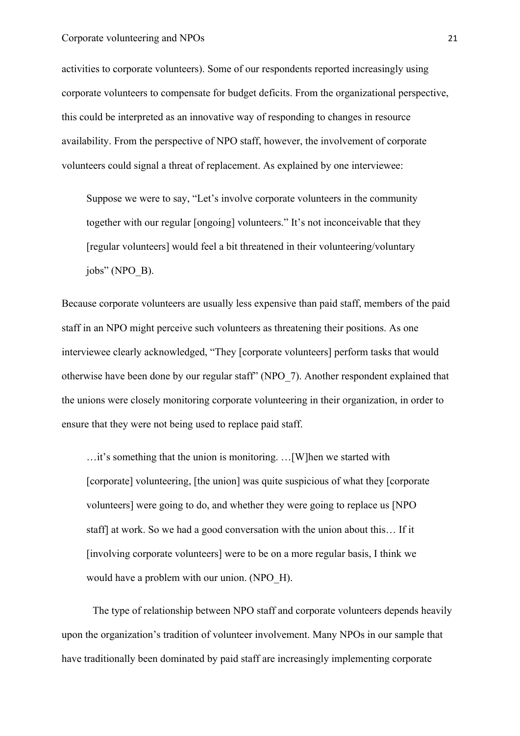activities to corporate volunteers). Some of our respondents reported increasingly using corporate volunteers to compensate for budget deficits. From the organizational perspective, this could be interpreted as an innovative way of responding to changes in resource availability. From the perspective of NPO staff, however, the involvement of corporate volunteers could signal a threat of replacement. As explained by one interviewee:

> Suppose we were to say, "Let's involve corporate volunteers in the community together with our regular [ongoing] volunteers." It's not inconceivable that they [regular volunteers] would feel a bit threatened in their volunteering/voluntary jobs" (NPO_B).

Because corporate volunteers are usually less expensive than paid staff, members of the paid staff in an NPO might perceive such volunteers as threatening their positions. As one interviewee clearly acknowledged, "They [corporate volunteers] perform tasks that would otherwise have been done by our regular staff" (NPO_7). Another respondent explained that the unions were closely monitoring corporate volunteering in their organization, in order to ensure that they were not being used to replace paid staff.

> …it's something that the union is monitoring. …[W]hen we started with [corporate] volunteering, [the union] was quite suspicious of what they [corporate volunteers] were going to do, and whether they were going to replace us [NPO staff] at work. So we had a good conversation with the union about this… If it [involving corporate volunteers] were to be on a more regular basis, I think we would have a problem with our union. (NPO_H).

The type of relationship between NPO staff and corporate volunteers depends heavily upon the organization's tradition of volunteer involvement. Many NPOs in our sample that have traditionally been dominated by paid staff are increasingly implementing corporate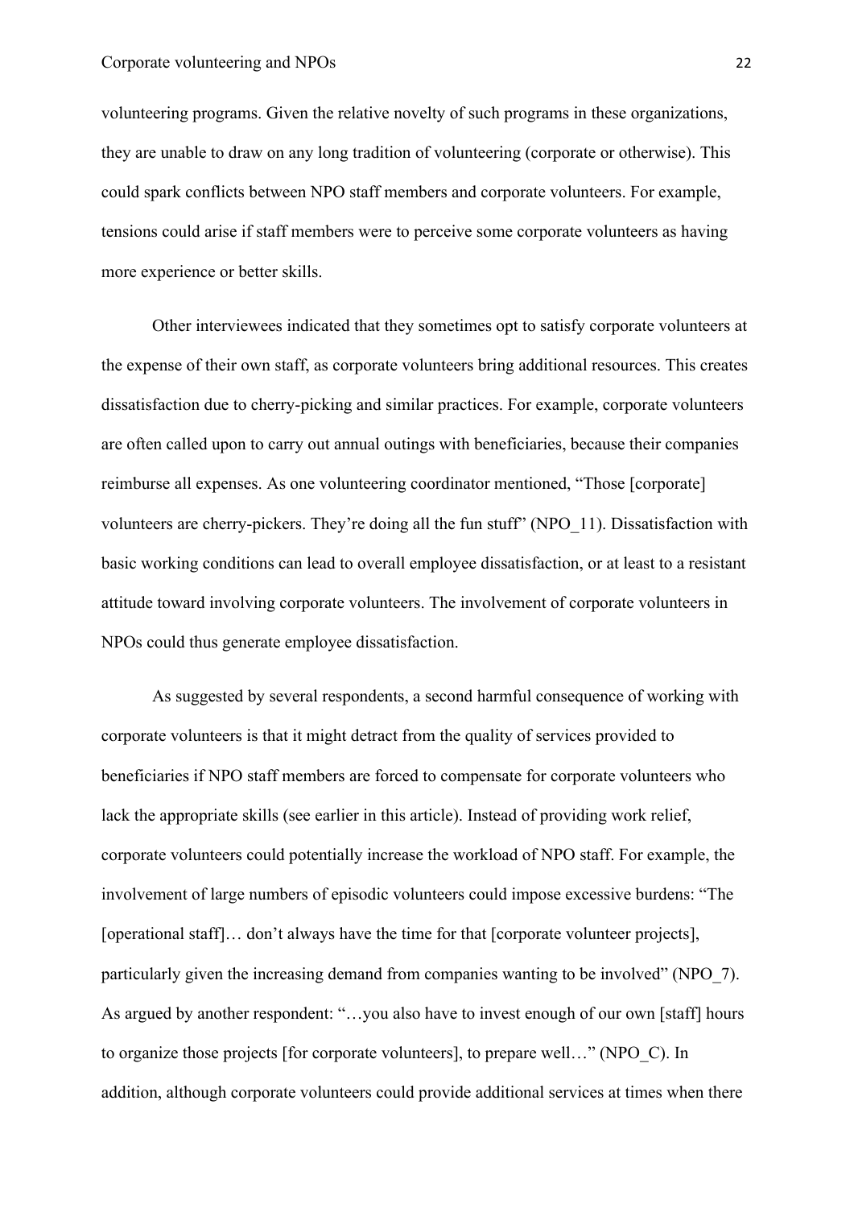volunteering programs. Given the relative novelty of such programs in these organizations, they are unable to draw on any long tradition of volunteering (corporate or otherwise). This could spark conflicts between NPO staff members and corporate volunteers. For example, tensions could arise if staff members were to perceive some corporate volunteers as having more experience or better skills.

Other interviewees indicated that they sometimes opt to satisfy corporate volunteers at the expense of their own staff, as corporate volunteers bring additional resources. This creates dissatisfaction due to cherry-picking and similar practices. For example, corporate volunteers are often called upon to carry out annual outings with beneficiaries, because their companies reimburse all expenses. As one volunteering coordinator mentioned, "Those [corporate] volunteers are cherry-pickers. They're doing all the fun stuff" (NPO_11). Dissatisfaction with basic working conditions can lead to overall employee dissatisfaction, or at least to a resistant attitude toward involving corporate volunteers. The involvement of corporate volunteers in NPOs could thus generate employee dissatisfaction.

As suggested by several respondents, a second harmful consequence of working with corporate volunteers is that it might detract from the quality of services provided to beneficiaries if NPO staff members are forced to compensate for corporate volunteers who lack the appropriate skills (see earlier in this article). Instead of providing work relief, corporate volunteers could potentially increase the workload of NPO staff. For example, the involvement of large numbers of episodic volunteers could impose excessive burdens: "The [operational staff]… don't always have the time for that [corporate volunteer projects], particularly given the increasing demand from companies wanting to be involved" (NPO_7). As argued by another respondent: "…you also have to invest enough of our own [staff] hours to organize those projects [for corporate volunteers], to prepare well…" (NPO_C). In addition, although corporate volunteers could provide additional services at times when there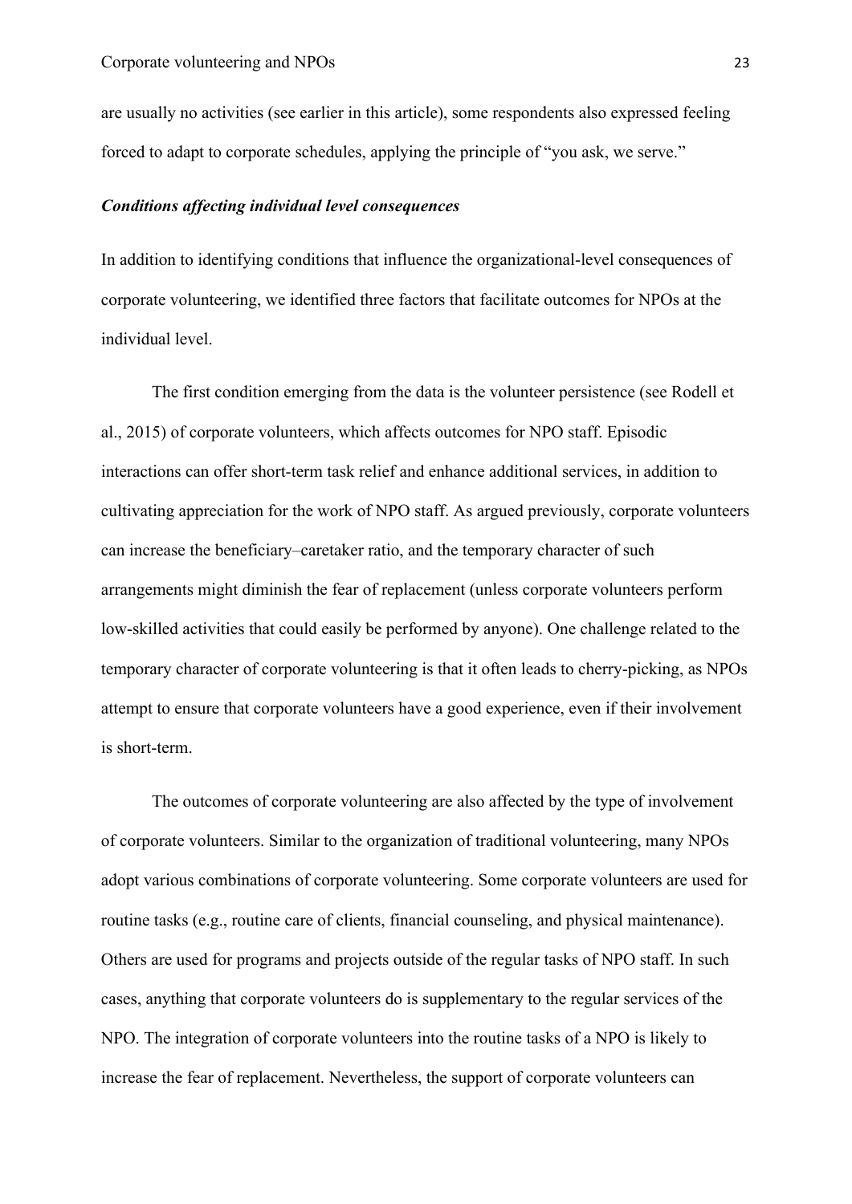are usually no activities (see earlier in this article), some respondents also expressed feeling forced to adapt to corporate schedules, applying the principle of "you ask, we serve."

### *Conditions affecting individual level consequences*

In addition to identifying conditions that influence the organizational-level consequences of corporate volunteering, we identified three factors that facilitate outcomes for NPOs at the individual level.

The first condition emerging from the data is the volunteer persistence (see Rodell et al., 2015) of corporate volunteers, which affects outcomes for NPO staff. Episodic interactions can offer short-term task relief and enhance additional services, in addition to cultivating appreciation for the work of NPO staff. As argued previously, corporate volunteers can increase the beneficiary–caretaker ratio, and the temporary character of such arrangements might diminish the fear of replacement (unless corporate volunteers perform low-skilled activities that could easily be performed by anyone). One challenge related to the temporary character of corporate volunteering is that it often leads to cherry-picking, as NPOs attempt to ensure that corporate volunteers have a good experience, even if their involvement is short-term.

The outcomes of corporate volunteering are also affected by the type of involvement of corporate volunteers. Similar to the organization of traditional volunteering, many NPOs adopt various combinations of corporate volunteering. Some corporate volunteers are used for routine tasks (e.g., routine care of clients, financial counseling, and physical maintenance). Others are used for programs and projects outside of the regular tasks of NPO staff. In such cases, anything that corporate volunteers do is supplementary to the regular services of the NPO. The integration of corporate volunteers into the routine tasks of a NPO is likely to increase the fear of replacement. Nevertheless, the support of corporate volunteers can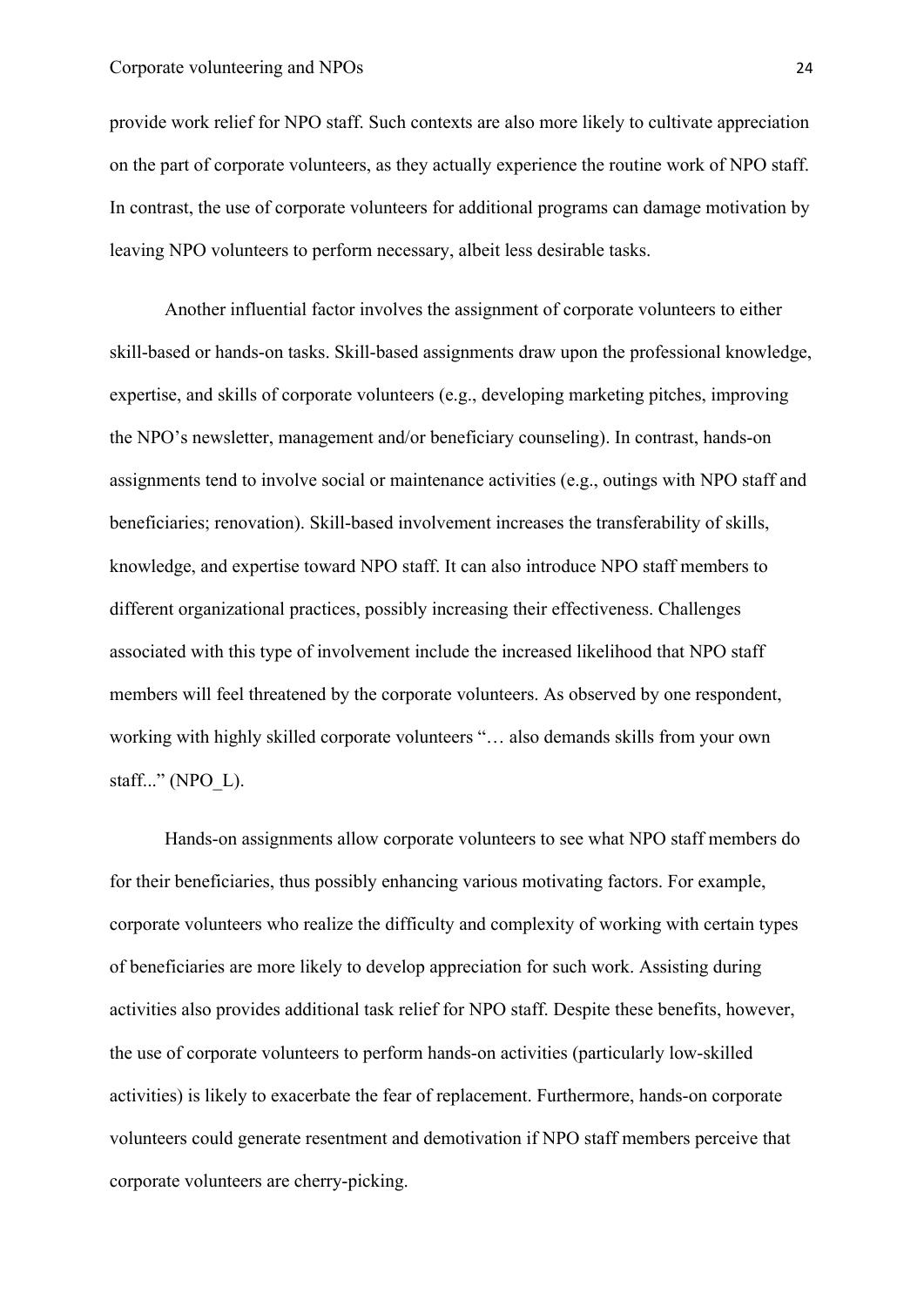provide work relief for NPO staff. Such contexts are also more likely to cultivate appreciation on the part of corporate volunteers, as they actually experience the routine work of NPO staff. In contrast, the use of corporate volunteers for additional programs can damage motivation by leaving NPO volunteers to perform necessary, albeit less desirable tasks.

Another influential factor involves the assignment of corporate volunteers to either skill-based or hands-on tasks. Skill-based assignments draw upon the professional knowledge, expertise, and skills of corporate volunteers (e.g., developing marketing pitches, improving the NPO's newsletter, management and/or beneficiary counseling). In contrast, hands-on assignments tend to involve social or maintenance activities (e.g., outings with NPO staff and beneficiaries; renovation). Skill-based involvement increases the transferability of skills, knowledge, and expertise toward NPO staff. It can also introduce NPO staff members to different organizational practices, possibly increasing their effectiveness. Challenges associated with this type of involvement include the increased likelihood that NPO staff members will feel threatened by the corporate volunteers. As observed by one respondent, working with highly skilled corporate volunteers "… also demands skills from your own staff..." (NPO_L).

Hands-on assignments allow corporate volunteers to see what NPO staff members do for their beneficiaries, thus possibly enhancing various motivating factors. For example, corporate volunteers who realize the difficulty and complexity of working with certain types of beneficiaries are more likely to develop appreciation for such work. Assisting during activities also provides additional task relief for NPO staff. Despite these benefits, however, the use of corporate volunteers to perform hands-on activities (particularly low-skilled activities) is likely to exacerbate the fear of replacement. Furthermore, hands-on corporate volunteers could generate resentment and demotivation if NPO staff members perceive that corporate volunteers are cherry-picking.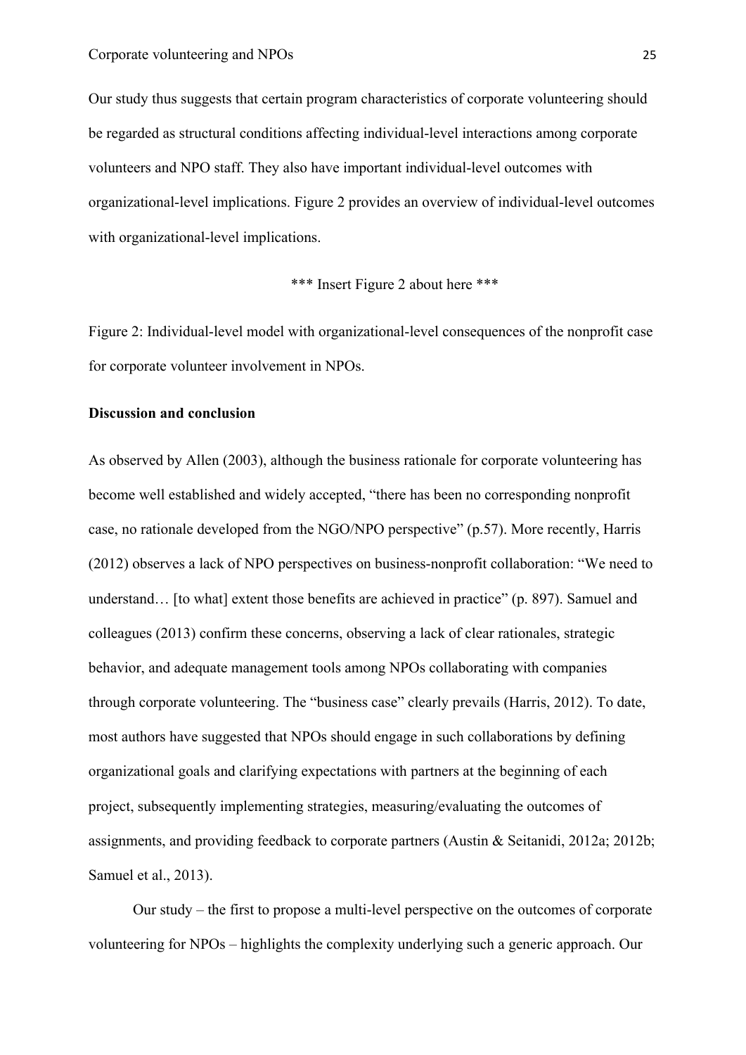Our study thus suggests that certain program characteristics of corporate volunteering should be regarded as structural conditions affecting individual-level interactions among corporate volunteers and NPO staff. They also have important individual-level outcomes with organizational-level implications. Figure 2 provides an overview of individual-level outcomes with organizational-level implications.

*** Insert Figure 2 about here ***

Figure 2: Individual-level model with organizational-level consequences of the nonprofit case for corporate volunteer involvement in NPOs.

**Discussion and conclusion**

As observed by Allen (2003), although the business rationale for corporate volunteering has become well established and widely accepted, "there has been no corresponding nonprofit case, no rationale developed from the NGO/NPO perspective" (p.57). More recently, Harris (2012) observes a lack of NPO perspectives on business-nonprofit collaboration: "We need to understand… [to what] extent those benefits are achieved in practice" (p. 897). Samuel and colleagues (2013) confirm these concerns, observing a lack of clear rationales, strategic behavior, and adequate management tools among NPOs collaborating with companies through corporate volunteering. The "business case" clearly prevails (Harris, 2012). To date, most authors have suggested that NPOs should engage in such collaborations by defining organizational goals and clarifying expectations with partners at the beginning of each project, subsequently implementing strategies, measuring/evaluating the outcomes of assignments, and providing feedback to corporate partners (Austin & Seitanidi, 2012a; 2012b; Samuel et al., 2013).

Our study – the first to propose a multi-level perspective on the outcomes of corporate volunteering for NPOs – highlights the complexity underlying such a generic approach. Our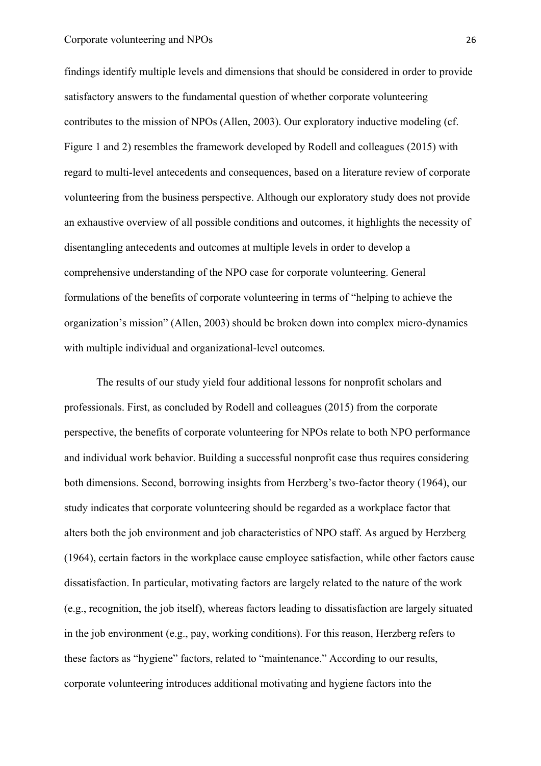findings identify multiple levels and dimensions that should be considered in order to provide satisfactory answers to the fundamental question of whether corporate volunteering contributes to the mission of NPOs (Allen, 2003). Our exploratory inductive modeling (cf. Figure 1 and 2) resembles the framework developed by Rodell and colleagues (2015) with regard to multi-level antecedents and consequences, based on a literature review of corporate volunteering from the business perspective. Although our exploratory study does not provide an exhaustive overview of all possible conditions and outcomes, it highlights the necessity of disentangling antecedents and outcomes at multiple levels in order to develop a comprehensive understanding of the NPO case for corporate volunteering. General formulations of the benefits of corporate volunteering in terms of "helping to achieve the organization's mission" (Allen, 2003) should be broken down into complex micro-dynamics with multiple individual and organizational-level outcomes.

The results of our study yield four additional lessons for nonprofit scholars and professionals. First, as concluded by Rodell and colleagues (2015) from the corporate perspective, the benefits of corporate volunteering for NPOs relate to both NPO performance and individual work behavior. Building a successful nonprofit case thus requires considering both dimensions. Second, borrowing insights from Herzberg's two-factor theory (1964), our study indicates that corporate volunteering should be regarded as a workplace factor that alters both the job environment and job characteristics of NPO staff. As argued by Herzberg (1964), certain factors in the workplace cause employee satisfaction, while other factors cause dissatisfaction. In particular, motivating factors are largely related to the nature of the work (e.g., recognition, the job itself), whereas factors leading to dissatisfaction are largely situated in the job environment (e.g., pay, working conditions). For this reason, Herzberg refers to these factors as "hygiene" factors, related to "maintenance." According to our results, corporate volunteering introduces additional motivating and hygiene factors into the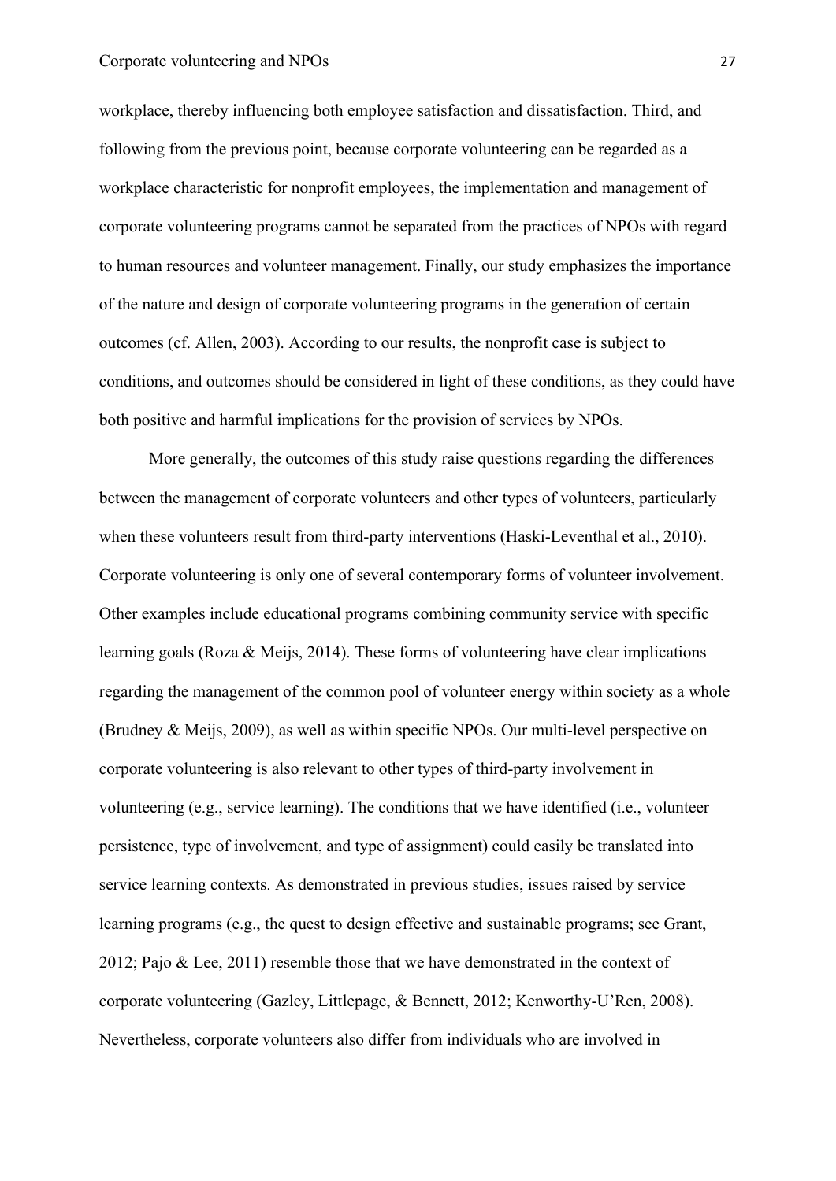workplace, thereby influencing both employee satisfaction and dissatisfaction. Third, and following from the previous point, because corporate volunteering can be regarded as a workplace characteristic for nonprofit employees, the implementation and management of corporate volunteering programs cannot be separated from the practices of NPOs with regard to human resources and volunteer management. Finally, our study emphasizes the importance of the nature and design of corporate volunteering programs in the generation of certain outcomes (cf. Allen, 2003). According to our results, the nonprofit case is subject to conditions, and outcomes should be considered in light of these conditions, as they could have both positive and harmful implications for the provision of services by NPOs.

More generally, the outcomes of this study raise questions regarding the differences between the management of corporate volunteers and other types of volunteers, particularly when these volunteers result from third-party interventions (Haski-Leventhal et al., 2010). Corporate volunteering is only one of several contemporary forms of volunteer involvement. Other examples include educational programs combining community service with specific learning goals (Roza & Meijs, 2014). These forms of volunteering have clear implications regarding the management of the common pool of volunteer energy within society as a whole (Brudney & Meijs, 2009), as well as within specific NPOs. Our multi-level perspective on corporate volunteering is also relevant to other types of third-party involvement in volunteering (e.g., service learning). The conditions that we have identified (i.e., volunteer persistence, type of involvement, and type of assignment) could easily be translated into service learning contexts. As demonstrated in previous studies, issues raised by service learning programs (e.g., the quest to design effective and sustainable programs; see Grant, 2012; Pajo & Lee, 2011) resemble those that we have demonstrated in the context of corporate volunteering (Gazley, Littlepage, & Bennett, 2012; Kenworthy-U'Ren, 2008). Nevertheless, corporate volunteers also differ from individuals who are involved in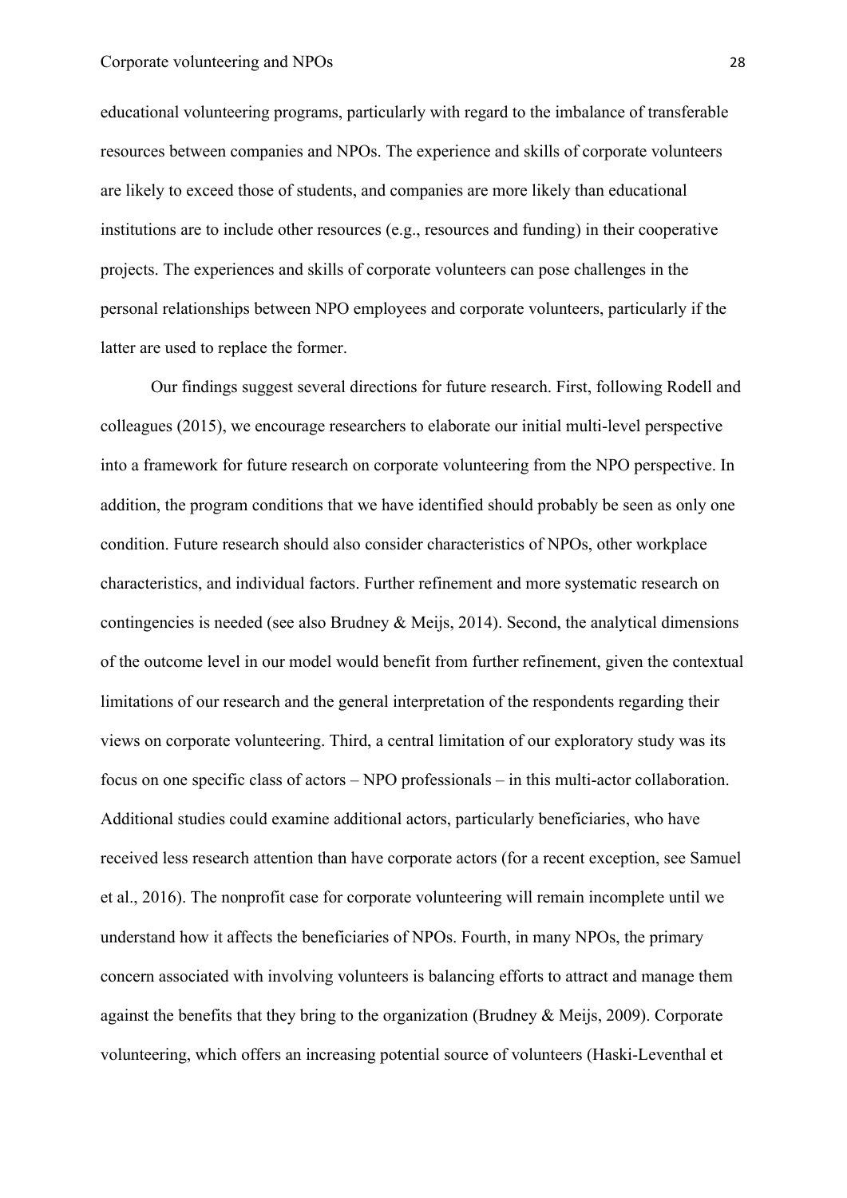educational volunteering programs, particularly with regard to the imbalance of transferable resources between companies and NPOs. The experience and skills of corporate volunteers are likely to exceed those of students, and companies are more likely than educational institutions are to include other resources (e.g., resources and funding) in their cooperative projects. The experiences and skills of corporate volunteers can pose challenges in the personal relationships between NPO employees and corporate volunteers, particularly if the latter are used to replace the former.

Our findings suggest several directions for future research. First, following Rodell and colleagues (2015), we encourage researchers to elaborate our initial multi-level perspective into a framework for future research on corporate volunteering from the NPO perspective. In addition, the program conditions that we have identified should probably be seen as only one condition. Future research should also consider characteristics of NPOs, other workplace characteristics, and individual factors. Further refinement and more systematic research on contingencies is needed (see also Brudney & Meijs, 2014). Second, the analytical dimensions of the outcome level in our model would benefit from further refinement, given the contextual limitations of our research and the general interpretation of the respondents regarding their views on corporate volunteering. Third, a central limitation of our exploratory study was its focus on one specific class of actors – NPO professionals – in this multi-actor collaboration. Additional studies could examine additional actors, particularly beneficiaries, who have received less research attention than have corporate actors (for a recent exception, see Samuel et al., 2016). The nonprofit case for corporate volunteering will remain incomplete until we understand how it affects the beneficiaries of NPOs. Fourth, in many NPOs, the primary concern associated with involving volunteers is balancing efforts to attract and manage them against the benefits that they bring to the organization (Brudney & Meijs, 2009). Corporate volunteering, which offers an increasing potential source of volunteers (Haski-Leventhal et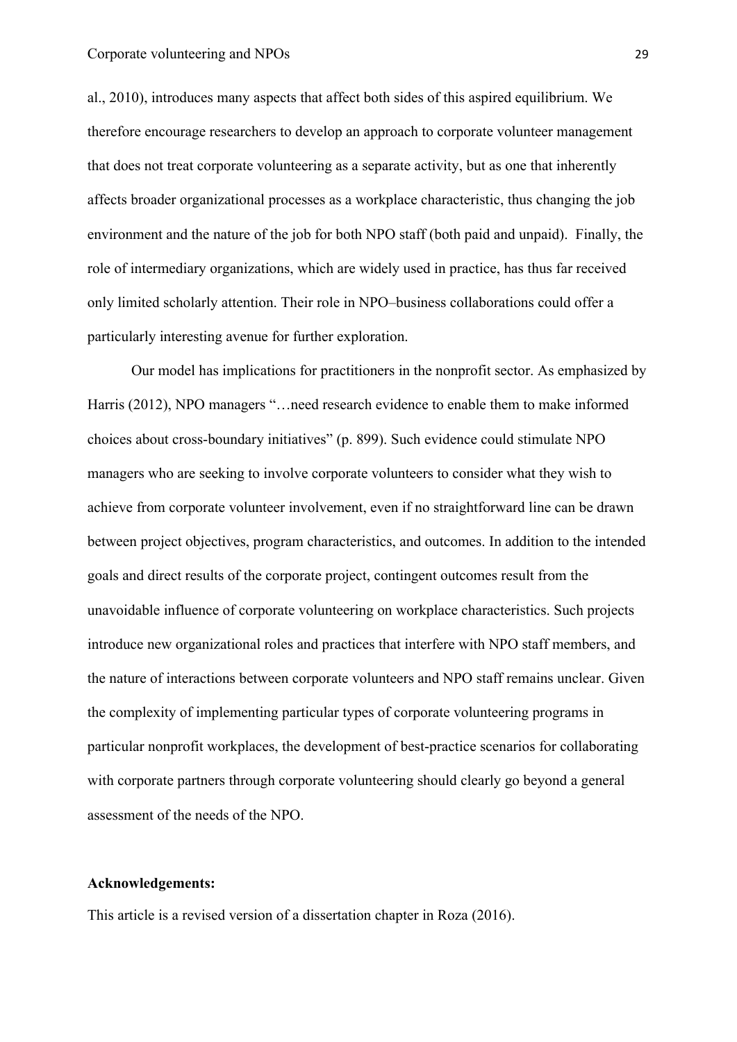al., 2010), introduces many aspects that affect both sides of this aspired equilibrium. We therefore encourage researchers to develop an approach to corporate volunteer management that does not treat corporate volunteering as a separate activity, but as one that inherently affects broader organizational processes as a workplace characteristic, thus changing the job environment and the nature of the job for both NPO staff (both paid and unpaid). Finally, the role of intermediary organizations, which are widely used in practice, has thus far received only limited scholarly attention. Their role in NPO–business collaborations could offer a particularly interesting avenue for further exploration.

Our model has implications for practitioners in the nonprofit sector. As emphasized by Harris (2012), NPO managers "…need research evidence to enable them to make informed choices about cross-boundary initiatives" (p. 899). Such evidence could stimulate NPO managers who are seeking to involve corporate volunteers to consider what they wish to achieve from corporate volunteer involvement, even if no straightforward line can be drawn between project objectives, program characteristics, and outcomes. In addition to the intended goals and direct results of the corporate project, contingent outcomes result from the unavoidable influence of corporate volunteering on workplace characteristics. Such projects introduce new organizational roles and practices that interfere with NPO staff members, and the nature of interactions between corporate volunteers and NPO staff remains unclear. Given the complexity of implementing particular types of corporate volunteering programs in particular nonprofit workplaces, the development of best-practice scenarios for collaborating with corporate partners through corporate volunteering should clearly go beyond a general assessment of the needs of the NPO.

**Acknowledgements:**

This article is a revised version of a dissertation chapter in Roza (2016).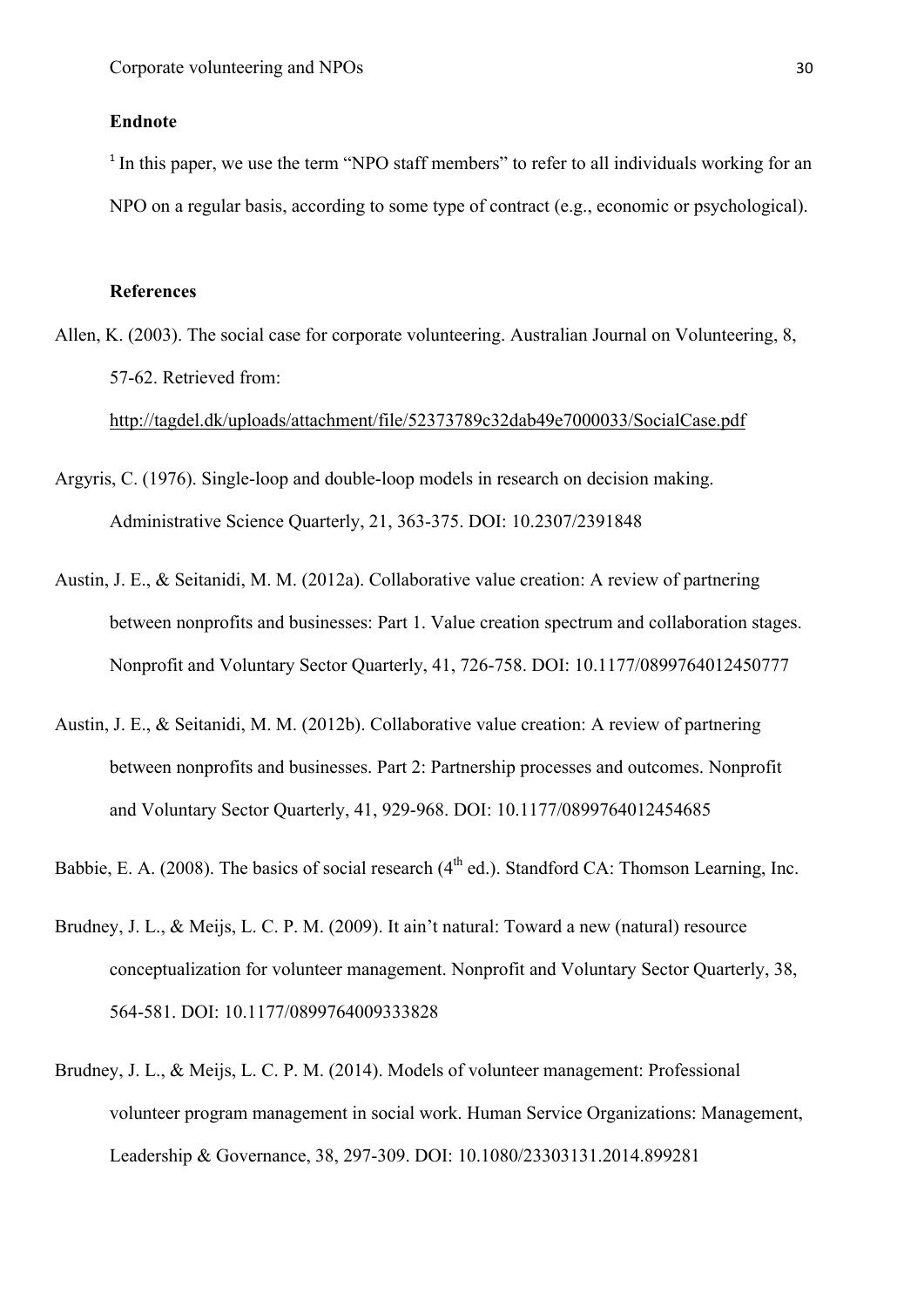**Endnote**

[1] In this paper, we use the term "NPO staff members" to refer to all individuals working for an NPO on a regular basis, according to some type of contract (e.g., economic or psychological).

**References**

Allen, K. (2003). The social case for corporate volunteering. Australian Journal on Volunteering, 8, 57-62. Retrieved from: http://tagdel.dk/uploads/attachment/file/52373789c32dab49e7000033/SocialCase.pdf

Argyris, C. (1976). Single-loop and double-loop models in research on decision making. Administrative Science Quarterly, 21, 363-375. DOI: 10.2307/2391848

Austin, J. E., & Seitanidi, M. M. (2012a). Collaborative value creation: A review of partnering between nonprofits and businesses: Part 1. Value creation spectrum and collaboration stages. Nonprofit and Voluntary Sector Quarterly, 41, 726-758. DOI: 10.1177/0899764012450777

Austin, J. E., & Seitanidi, M. M. (2012b). Collaborative value creation: A review of partnering between nonprofits and businesses. Part 2: Partnership processes and outcomes. Nonprofit and Voluntary Sector Quarterly, 41, 929-968. DOI: 10.1177/0899764012454685

Babbie, E. A. (2008). The basics of social research (4th ed.). Standford CA: Thomson Learning, Inc.

Brudney, J. L., & Meijs, L. C. P. M. (2009). It ain't natural: Toward a new (natural) resource conceptualization for volunteer management. Nonprofit and Voluntary Sector Quarterly, 38, 564-581. DOI: 10.1177/0899764009333828

Brudney, J. L., & Meijs, L. C. P. M. (2014). Models of volunteer management: Professional volunteer program management in social work. Human Service Organizations: Management, Leadership & Governance, 38, 297-309. DOI: 10.1080/23303131.2014.899281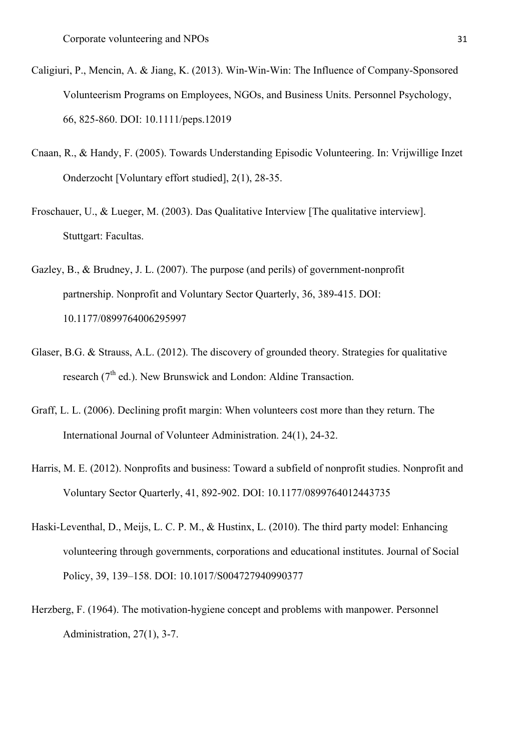Caligiuri, P., Mencin, A. & Jiang, K. (2013). Win-Win-Win: The Influence of Company-Sponsored Volunteerism Programs on Employees, NGOs, and Business Units. Personnel Psychology, 66, 825-860. DOI: 10.1111/peps.12019

Cnaan, R., & Handy, F. (2005). Towards Understanding Episodic Volunteering. In: Vrijwillige Inzet Onderzocht [Voluntary effort studied], 2(1), 28-35.

Froschauer, U., & Lueger, M. (2003). Das Qualitative Interview [The qualitative interview]. Stuttgart: Facultas.

Gazley, B., & Brudney, J. L. (2007). The purpose (and perils) of government-nonprofit partnership. Nonprofit and Voluntary Sector Quarterly, 36, 389-415. DOI: 10.1177/0899764006295997

Glaser, B.G. & Strauss, A.L. (2012). The discovery of grounded theory. Strategies for qualitative research (7th ed.). New Brunswick and London: Aldine Transaction.

Graff, L. L. (2006). Declining profit margin: When volunteers cost more than they return. The International Journal of Volunteer Administration. 24(1), 24-32.

Harris, M. E. (2012). Nonprofits and business: Toward a subfield of nonprofit studies. Nonprofit and Voluntary Sector Quarterly, 41, 892-902. DOI: 10.1177/0899764012443735

Haski-Leventhal, D., Meijs, L. C. P. M., & Hustinx, L. (2010). The third party model: Enhancing volunteering through governments, corporations and educational institutes. Journal of Social Policy, 39, 139–158. DOI: 10.1017/S004727940990377

Herzberg, F. (1964). The motivation-hygiene concept and problems with manpower. Personnel Administration, 27(1), 3-7.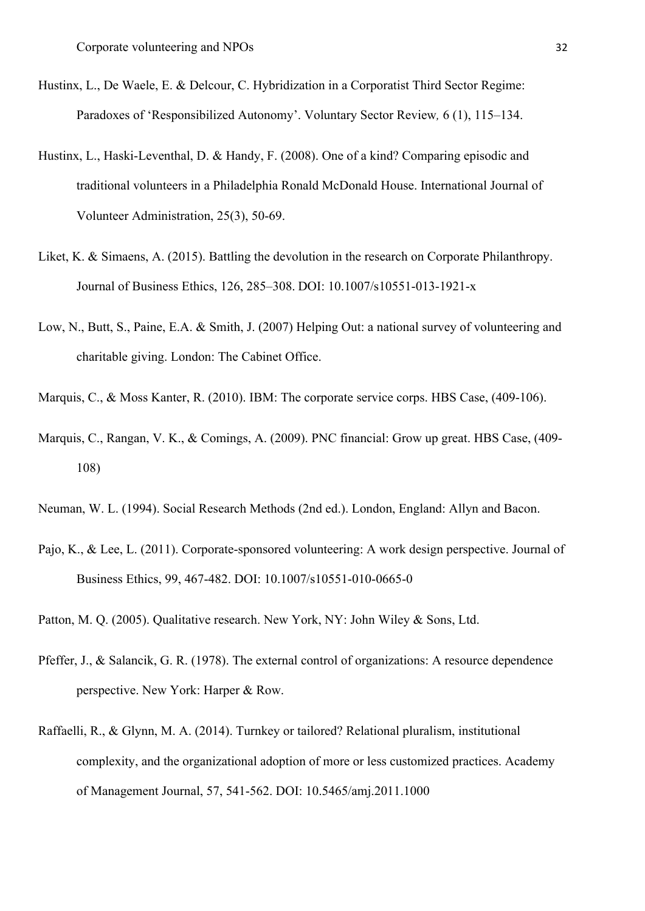Hustinx, L., De Waele, E. & Delcour, C. Hybridization in a Corporatist Third Sector Regime: Paradoxes of 'Responsibilized Autonomy'. Voluntary Sector Review, 6 (1), 115–134.

Hustinx, L., Haski-Leventhal, D. & Handy, F. (2008). One of a kind? Comparing episodic and traditional volunteers in a Philadelphia Ronald McDonald House. International Journal of Volunteer Administration, 25(3), 50-69.

Liket, K. & Simaens, A. (2015). Battling the devolution in the research on Corporate Philanthropy. Journal of Business Ethics, 126, 285–308. DOI: 10.1007/s10551-013-1921-x

Low, N., Butt, S., Paine, E.A. & Smith, J. (2007) Helping Out: a national survey of volunteering and charitable giving. London: The Cabinet Office.

Marquis, C., & Moss Kanter, R. (2010). IBM: The corporate service corps. HBS Case, (409-106).

Marquis, C., Rangan, V. K., & Comings, A. (2009). PNC financial: Grow up great. HBS Case, (409-108)

Neuman, W. L. (1994). Social Research Methods (2nd ed.). London, England: Allyn and Bacon.

Pajo, K., & Lee, L. (2011). Corporate-sponsored volunteering: A work design perspective. Journal of Business Ethics, 99, 467-482. DOI: 10.1007/s10551-010-0665-0

Patton, M. Q. (2005). Qualitative research. New York, NY: John Wiley & Sons, Ltd.

Pfeffer, J., & Salancik, G. R. (1978). The external control of organizations: A resource dependence perspective. New York: Harper & Row.

Raffaelli, R., & Glynn, M. A. (2014). Turnkey or tailored? Relational pluralism, institutional complexity, and the organizational adoption of more or less customized practices. Academy of Management Journal, 57, 541-562. DOI: 10.5465/amj.2011.1000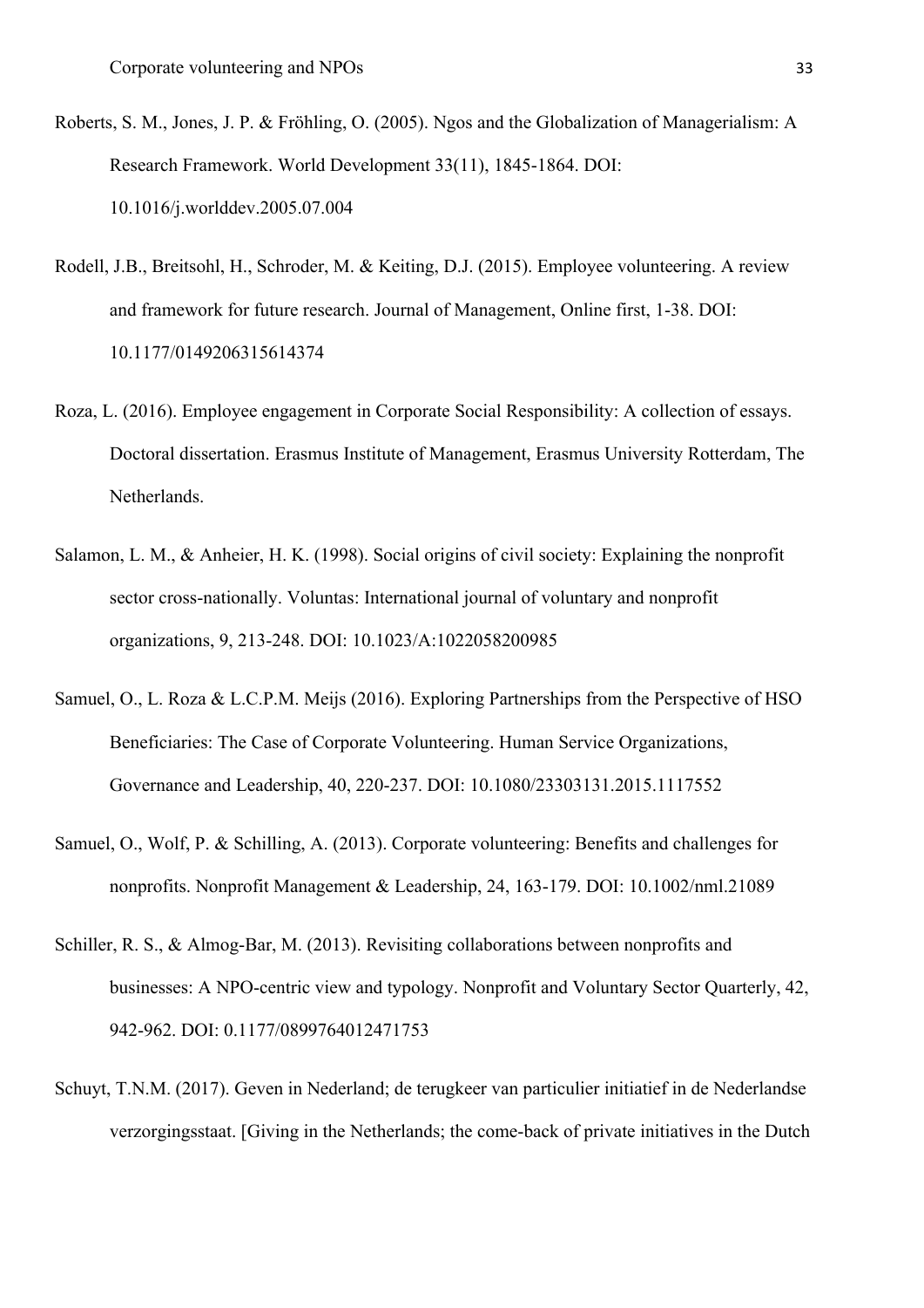Roberts, S. M., Jones, J. P. & Fröhling, O. (2005). Ngos and the Globalization of Managerialism: A Research Framework. World Development 33(11), 1845-1864. DOI: 10.1016/j.worlddev.2005.07.004

Rodell, J.B., Breitsohl, H., Schroder, M. & Keiting, D.J. (2015). Employee volunteering. A review and framework for future research. Journal of Management, Online first, 1-38. DOI: 10.1177/0149206315614374

Roza, L. (2016). Employee engagement in Corporate Social Responsibility: A collection of essays. Doctoral dissertation. Erasmus Institute of Management, Erasmus University Rotterdam, The Netherlands.

Salamon, L. M., & Anheier, H. K. (1998). Social origins of civil society: Explaining the nonprofit sector cross-nationally. Voluntas: International journal of voluntary and nonprofit organizations, 9, 213-248. DOI: 10.1023/A:1022058200985

Samuel, O., L. Roza & L.C.P.M. Meijs (2016). Exploring Partnerships from the Perspective of HSO Beneficiaries: The Case of Corporate Volunteering. Human Service Organizations, Governance and Leadership, 40, 220-237. DOI: 10.1080/23303131.2015.1117552

Samuel, O., Wolf, P. & Schilling, A. (2013). Corporate volunteering: Benefits and challenges for nonprofits. Nonprofit Management & Leadership, 24, 163-179. DOI: 10.1002/nml.21089

Schiller, R. S., & Almog-Bar, M. (2013). Revisiting collaborations between nonprofits and businesses: A NPO-centric view and typology. Nonprofit and Voluntary Sector Quarterly, 42, 942-962. DOI: 0.1177/0899764012471753

Schuyt, T.N.M. (2017). Geven in Nederland; de terugkeer van particulier initiatief in de Nederlandse verzorgingsstaat. [Giving in the Netherlands; the come-back of private initiatives in the Dutch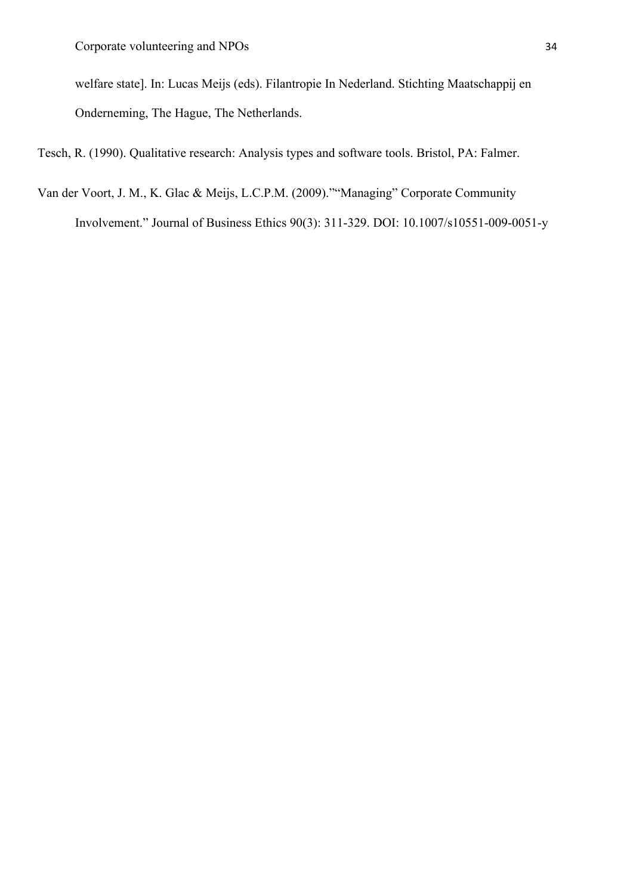welfare state]. In: Lucas Meijs (eds). Filantropie In Nederland. Stichting Maatschappij en Onderneming, The Hague, The Netherlands.

Tesch, R. (1990). Qualitative research: Analysis types and software tools. Bristol, PA: Falmer.

Van der Voort, J. M., K. Glac & Meijs, L.C.P.M. (2009).""Managing" Corporate Community Involvement." Journal of Business Ethics 90(3): 311-329. DOI: 10.1007/s10551-009-0051-y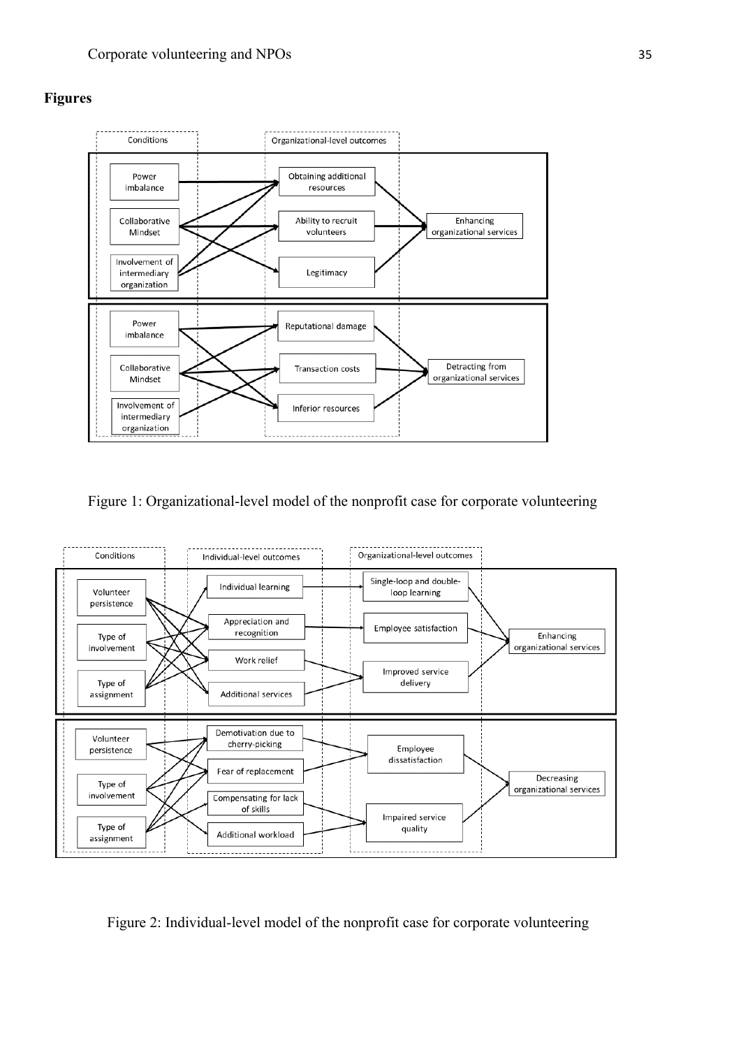**Figures**

Conditions

Organizational-level outcomes

Power imbalance

Collaborative Mindset

Involvement of intermediary organization

Obtaining additional resources

Ability to recruit volunteers

Legitimacy

Enhancing organizational services

Power imbalance

Collaborative Mindset

Involvement of intermediary organization

Reputational damage

Transaction costs

Inferior resources

Detracting from organizational services

Figure 1: Organizational-level model of the nonprofit case for corporate volunteering

Conditions

Individual-level outcomes

Organizational-level outcomes

Volunteer persistence

Type of involvement

Type of assignment

Individual learning

Appreciation and recognition

Work relief

Additional services

Single-loop and double-loop learning

Employee satisfaction

Improved service delivery

Enhancing organizational services

Volunteer persistence

Type of involvement

Type of assignment

Demotivation due to cherry-picking

Fear of replacement

Compensating for lack of skills

Additional workload

Employee dissatisfaction

Impaired service quality

Decreasing organizational services

Figure 2: Individual-level model of the nonprofit case for corporate volunteering